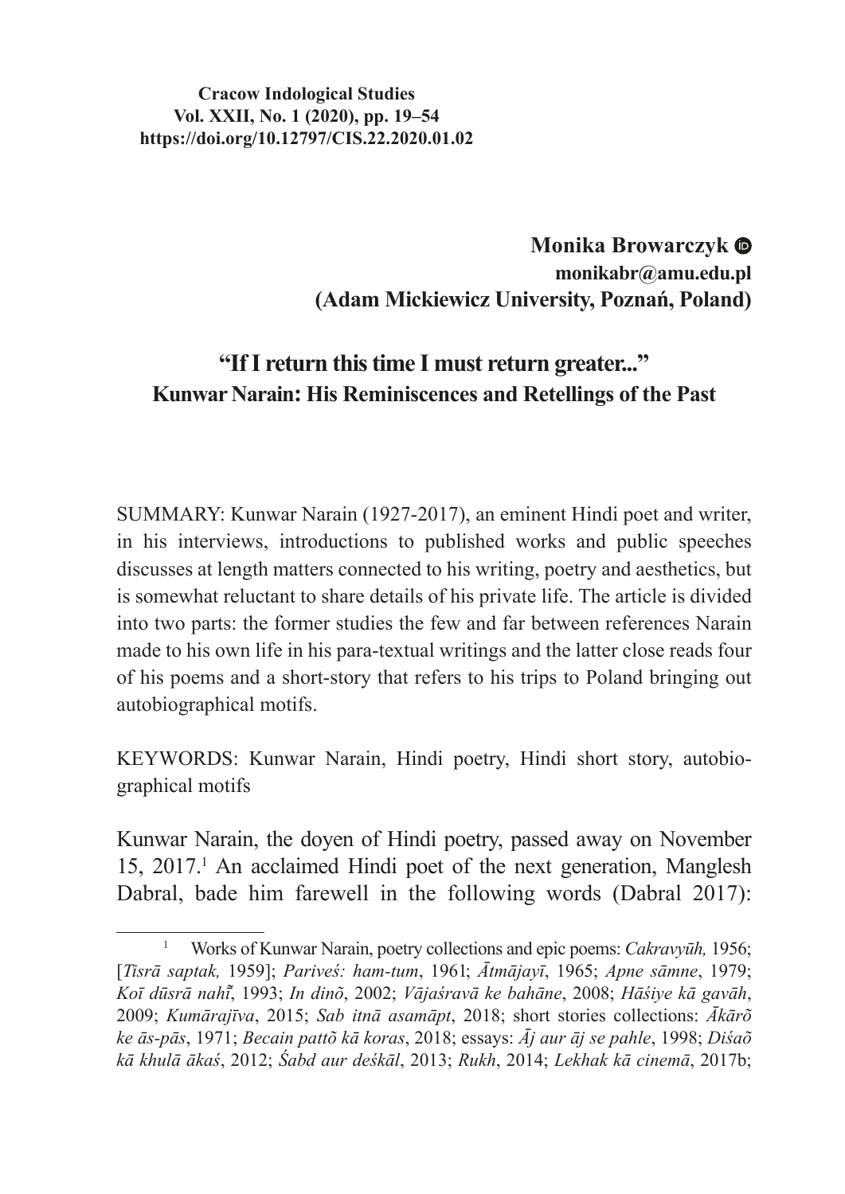**Cracow Indological Studies**
**Vol. XXII, No. 1 (2020), pp. 19–54**
**https://doi.org/10.12797/CIS.22.2020.01.02**

**Monika Browarczyk**
**monikabr@amu.edu.pl**
**(Adam Mickiewicz University, Poznań, Poland)**

# "If I return this time I must return greater..."
## Kunwar Narain: His Reminiscences and Retellings of the Past

SUMMARY: Kunwar Narain (1927-2017), an eminent Hindi poet and writer, in his interviews, introductions to published works and public speeches discusses at length matters connected to his writing, poetry and aesthetics, but is somewhat reluctant to share details of his private life. The article is divided into two parts: the former studies the few and far between references Narain made to his own life in his para-textual writings and the latter close reads four of his poems and a short-story that refers to his trips to Poland bringing out autobiographical motifs.

KEYWORDS: Kunwar Narain, Hindi poetry, Hindi short story, autobiographical motifs

Kunwar Narain, the doyen of Hindi poetry, passed away on November 15, 2017.[1] An acclaimed Hindi poet of the next generation, Manglesh Dabral, bade him farewell in the following words (Dabral 2017):

[1] Works of Kunwar Narain, poetry collections and epic poems: *Cakravyūh,* 1956; [*Tīsrā saptak,* 1959]; *Pariveś: ham-tum*, 1961; *Ātmājayī*, 1965; *Apne sāmne*, 1979; *Koī dūsrā nahī̃*, 1993; *In dinõ*, 2002; *Vājaśravā ke bahāne*, 2008; *Hāśiye kā gavāh*, 2009; *Kumārajīva*, 2015; *Sab itnā asamāpt*, 2018; short stories collections: *Ākārõ ke ās-pās*, 1971; *Becain pattõ kā koras*, 2018; essays: *Āj aur āj se pahle*, 1998; *Diśaõ kā khulā ākaś*, 2012; *Śabd aur deśkāl*, 2013; *Rukh*, 2014; *Lekhak kā cinemā*, 2017b;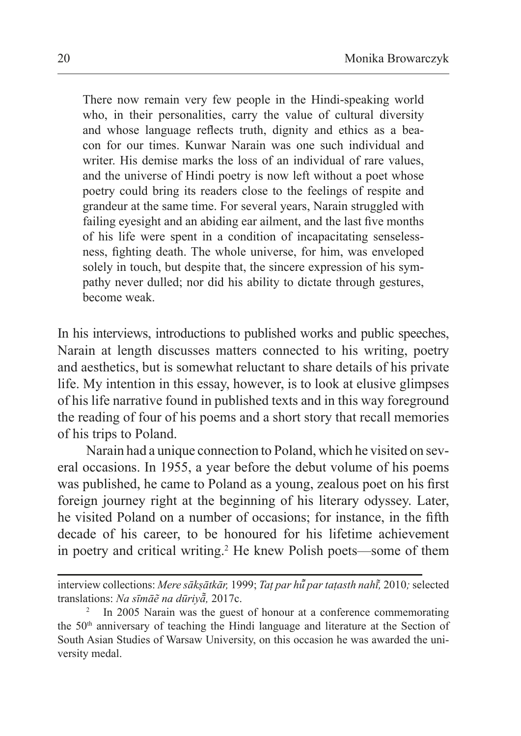> There now remain very few people in the Hindi-speaking world who, in their personalities, carry the value of cultural diversity and whose language reflects truth, dignity and ethics as a beacon for our times. Kunwar Narain was one such individual and writer. His demise marks the loss of an individual of rare values, and the universe of Hindi poetry is now left without a poet whose poetry could bring its readers close to the feelings of respite and grandeur at the same time. For several years, Narain struggled with failing eyesight and an abiding ear ailment, and the last five months of his life were spent in a condition of incapacitating senselessness, fighting death. The whole universe, for him, was enveloped solely in touch, but despite that, the sincere expression of his sympathy never dulled; nor did his ability to dictate through gestures, become weak.

In his interviews, introductions to published works and public speeches, Narain at length discusses matters connected to his writing, poetry and aesthetics, but is somewhat reluctant to share details of his private life. My intention in this essay, however, is to look at elusive glimpses of his life narrative found in published texts and in this way foreground the reading of four of his poems and a short story that recall memories of his trips to Poland.

Narain had a unique connection to Poland, which he visited on several occasions. In 1955, a year before the debut volume of his poems was published, he came to Poland as a young, zealous poet on his first foreign journey right at the beginning of his literary odyssey. Later, he visited Poland on a number of occasions; for instance, in the fifth decade of his career, to be honoured for his lifetime achievement in poetry and critical writing.[2] He knew Polish poets—some of them

---

interview collections: *Mere sākṣātkār,* 1999; *Taṭ par hū̃ par taṭasth nahī̃,* 2010*;* selected translations: *Na sīmāẽ na dūriyā̃,* 2017c.

[2] In 2005 Narain was the guest of honour at a conference commemorating the 50th anniversary of teaching the Hindi language and literature at the Section of South Asian Studies of Warsaw University, on this occasion he was awarded the university medal.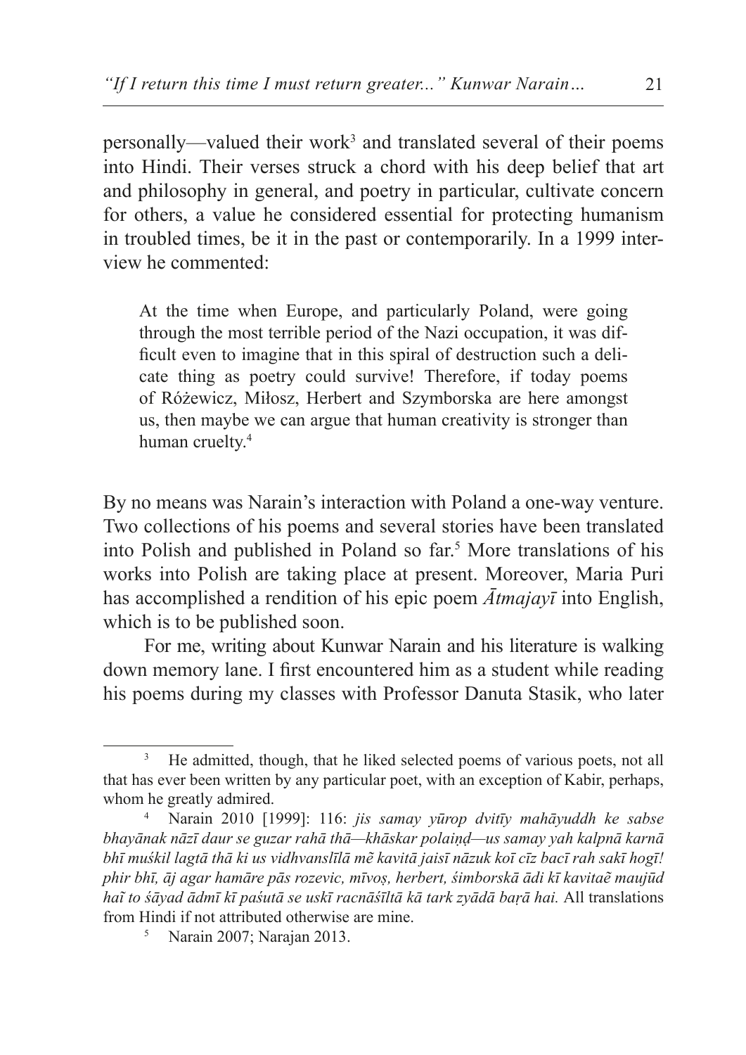personally—valued their work[3] and translated several of their poems into Hindi. Their verses struck a chord with his deep belief that art and philosophy in general, and poetry in particular, cultivate concern for others, a value he considered essential for protecting humanism in troubled times, be it in the past or contemporarily. In a 1999 interview he commented:

> At the time when Europe, and particularly Poland, were going through the most terrible period of the Nazi occupation, it was difficult even to imagine that in this spiral of destruction such a delicate thing as poetry could survive! Therefore, if today poems of Różewicz, Miłosz, Herbert and Szymborska are here amongst us, then maybe we can argue that human creativity is stronger than human cruelty.[4]

By no means was Narain's interaction with Poland a one-way venture. Two collections of his poems and several stories have been translated into Polish and published in Poland so far.[5] More translations of his works into Polish are taking place at present. Moreover, Maria Puri has accomplished a rendition of his epic poem *Ātmajayī* into English, which is to be published soon.

For me, writing about Kunwar Narain and his literature is walking down memory lane. I first encountered him as a student while reading his poems during my classes with Professor Danuta Stasik, who later

---

[3] He admitted, though, that he liked selected poems of various poets, not all that has ever been written by any particular poet, with an exception of Kabir, perhaps, whom he greatly admired.

[4] Narain 2010 [1999]: 116: *jis samay yūrop dvitīy mahāyuddh ke sabse bhayānak nāzī daur se guzar rahā thā—khāskar polaiṇḍ—us samay yah kalpnā karnā bhī muśkil lagtā thā ki us vidhvanslīlā mẽ kavitā jaisī nāzuk koī cīz bacī rah sakī hogī! phir bhī, āj agar hamāre pās rozevic, mīvoṣ, herbert, śimborskā ādi kī kavitaẽ maujūd haĩ to śāyad ādmī kī paśutā se uskī racnāśīltā kā tark zyādā baṛā hai.* All translations from Hindi if not attributed otherwise are mine.

[5] Narain 2007; Narajan 2013.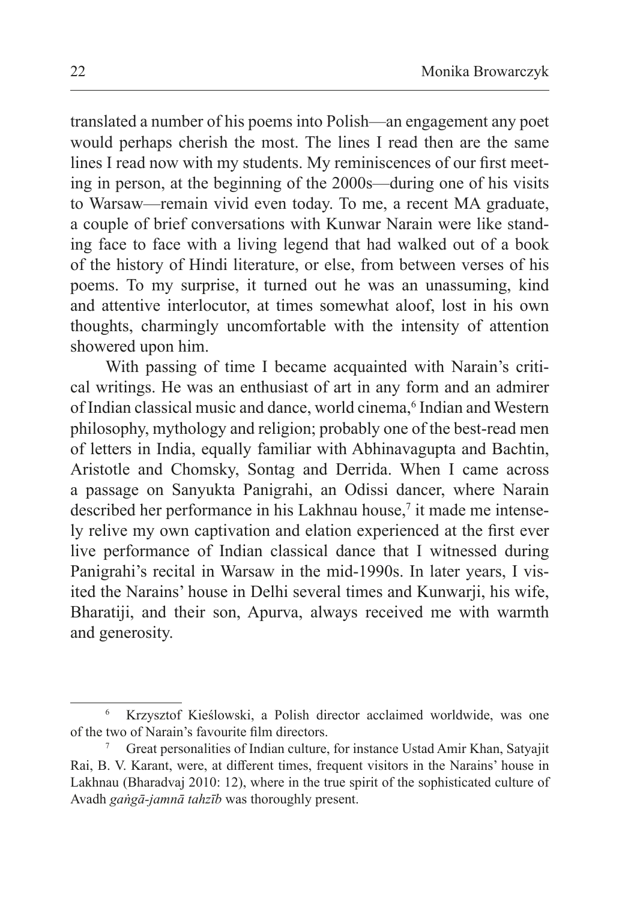translated a number of his poems into Polish—an engagement any poet would perhaps cherish the most. The lines I read then are the same lines I read now with my students. My reminiscences of our first meeting in person, at the beginning of the 2000s—during one of his visits to Warsaw—remain vivid even today. To me, a recent MA graduate, a couple of brief conversations with Kunwar Narain were like standing face to face with a living legend that had walked out of a book of the history of Hindi literature, or else, from between verses of his poems. To my surprise, it turned out he was an unassuming, kind and attentive interlocutor, at times somewhat aloof, lost in his own thoughts, charmingly uncomfortable with the intensity of attention showered upon him.

With passing of time I became acquainted with Narain's critical writings. He was an enthusiast of art in any form and an admirer of Indian classical music and dance, world cinema,[6] Indian and Western philosophy, mythology and religion; probably one of the best-read men of letters in India, equally familiar with Abhinavagupta and Bachtin, Aristotle and Chomsky, Sontag and Derrida. When I came across a passage on Sanyukta Panigrahi, an Odissi dancer, where Narain described her performance in his Lakhnau house,[7] it made me intensely relive my own captivation and elation experienced at the first ever live performance of Indian classical dance that I witnessed during Panigrahi's recital in Warsaw in the mid-1990s. In later years, I visited the Narains' house in Delhi several times and Kunwarji, his wife, Bharatiji, and their son, Apurva, always received me with warmth and generosity.

---

[6] Krzysztof Kieślowski, a Polish director acclaimed worldwide, was one of the two of Narain's favourite film directors.

[7] Great personalities of Indian culture, for instance Ustad Amir Khan, Satyajit Rai, B. V. Karant, were, at different times, frequent visitors in the Narains' house in Lakhnau (Bharadvaj 2010: 12), where in the true spirit of the sophisticated culture of Avadh *gaṅgā-jamnā tahzīb* was thoroughly present.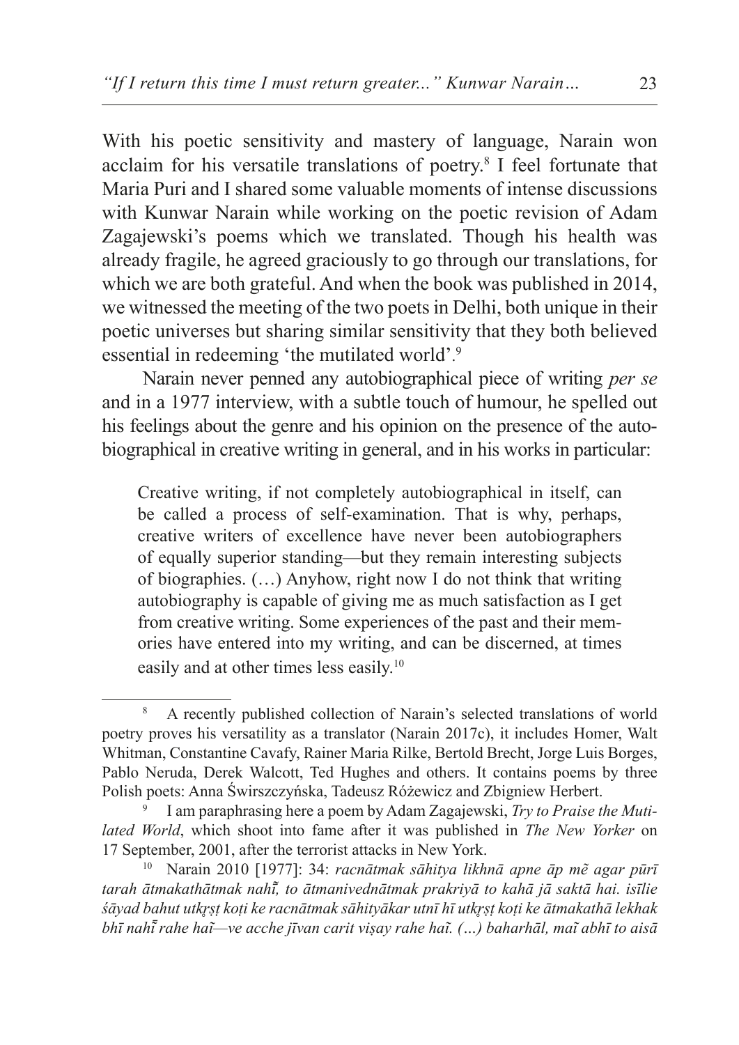With his poetic sensitivity and mastery of language, Narain won acclaim for his versatile translations of poetry.[8] I feel fortunate that Maria Puri and I shared some valuable moments of intense discussions with Kunwar Narain while working on the poetic revision of Adam Zagajewski's poems which we translated. Though his health was already fragile, he agreed graciously to go through our translations, for which we are both grateful. And when the book was published in 2014, we witnessed the meeting of the two poets in Delhi, both unique in their poetic universes but sharing similar sensitivity that they both believed essential in redeeming 'the mutilated world'.[9]

Narain never penned any autobiographical piece of writing *per se* and in a 1977 interview, with a subtle touch of humour, he spelled out his feelings about the genre and his opinion on the presence of the autobiographical in creative writing in general, and in his works in particular:

> Creative writing, if not completely autobiographical in itself, can be called a process of self-examination. That is why, perhaps, creative writers of excellence have never been autobiographers of equally superior standing—but they remain interesting subjects of biographies. (…) Anyhow, right now I do not think that writing autobiography is capable of giving me as much satisfaction as I get from creative writing. Some experiences of the past and their memories have entered into my writing, and can be discerned, at times easily and at other times less easily.[10]

---

[8] A recently published collection of Narain's selected translations of world poetry proves his versatility as a translator (Narain 2017c), it includes Homer, Walt Whitman, Constantine Cavafy, Rainer Maria Rilke, Bertold Brecht, Jorge Luis Borges, Pablo Neruda, Derek Walcott, Ted Hughes and others. It contains poems by three Polish poets: Anna Świrszczyńska, Tadeusz Różewicz and Zbigniew Herbert.

[9] I am paraphrasing here a poem by Adam Zagajewski, *Try to Praise the Mutilated World*, which shoot into fame after it was published in *The New Yorker* on 17 September, 2001, after the terrorist attacks in New York.

[10] Narain 2010 [1977]: 34: *racnātmak sāhitya likhnā apne āp mẽ agar pūrī tarah ātmakathātmak nahī̃, to ātmanivednātmak prakriyā to kahā jā saktā hai. isīlie śāyad bahut utkr̥ṣṭ koṭi ke racnātmak sāhityākar utnī hī utkr̥ṣṭ koṭi ke ātmakathā lekhak bhī nahī̃ rahe haĩ—ve acche jīvan carit viṣay rahe haĩ. (…) baharhāl, maĩ abhī to aisā*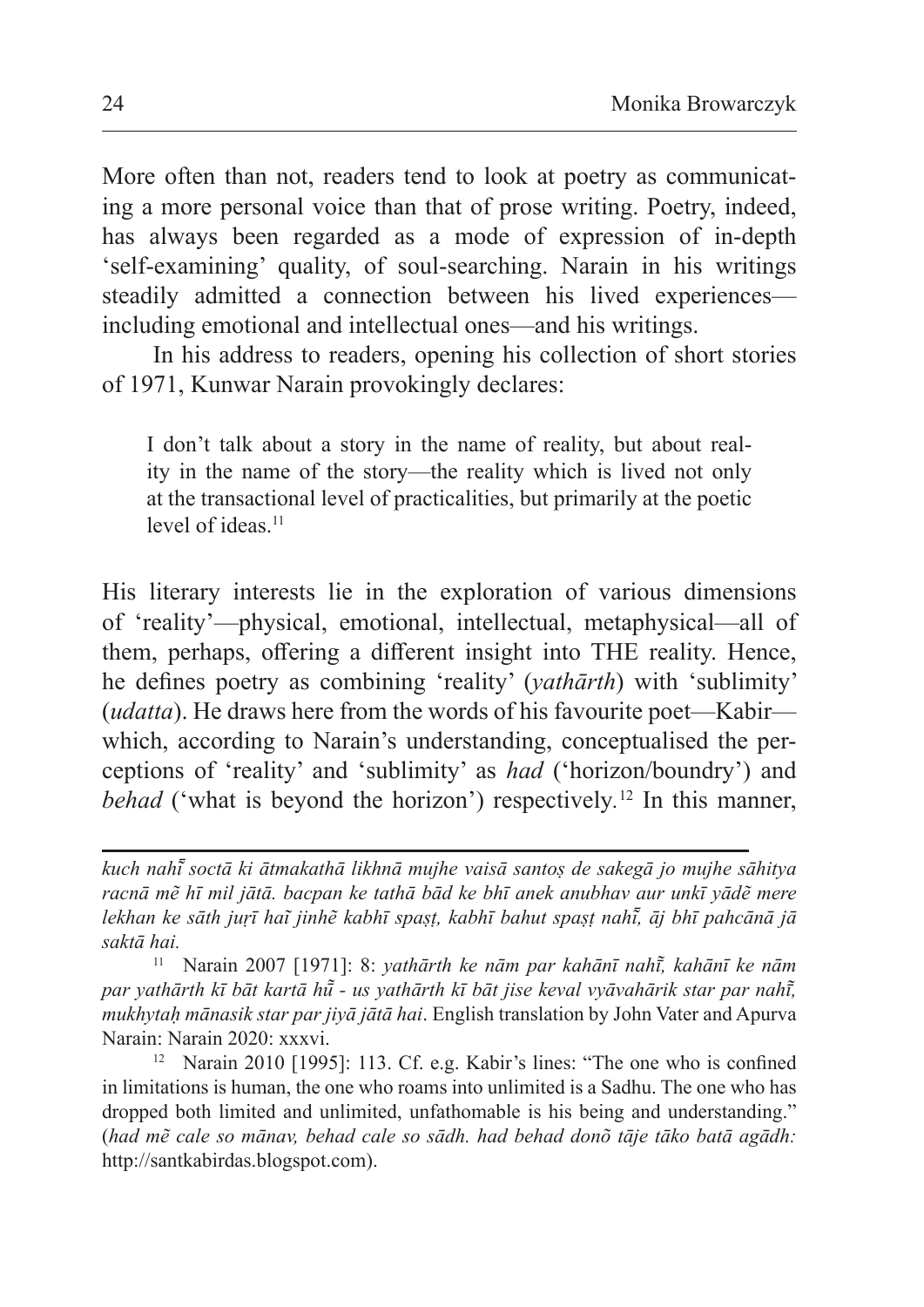More often than not, readers tend to look at poetry as communicating a more personal voice than that of prose writing. Poetry, indeed, has always been regarded as a mode of expression of in-depth 'self-examining' quality, of soul-searching. Narain in his writings steadily admitted a connection between his lived experiences—including emotional and intellectual ones—and his writings.

In his address to readers, opening his collection of short stories of 1971, Kunwar Narain provokingly declares:

> I don't talk about a story in the name of reality, but about reality in the name of the story—the reality which is lived not only at the transactional level of practicalities, but primarily at the poetic level of ideas.[11]

His literary interests lie in the exploration of various dimensions of 'reality'—physical, emotional, intellectual, metaphysical—all of them, perhaps, offering a different insight into THE reality. Hence, he defines poetry as combining 'reality' (*yathārth*) with 'sublimity' (*udatta*). He draws here from the words of his favourite poet—Kabir—which, according to Narain's understanding, conceptualised the perceptions of 'reality' and 'sublimity' as *had* ('horizon/boundry') and *behad* ('what is beyond the horizon') respectively.[12] In this manner,

---

*kuch nahī̃ soctā ki ātmakathā likhnā mujhe vaisā santoṣ de sakegā jo mujhe sāhitya racnā mẽ hī mil jātā. bacpan ke tathā bād ke bhī anek anubhav aur unkī yādẽ mere lekhan ke sāth juṛī haĩ jinhẽ kabhī spaṣṭ, kabhī bahut spaṣṭ nahī̃, āj bhī pahcānā jā saktā hai.*

[11] Narain 2007 [1971]: 8: *yathārth ke nām par kahānī nahī̃, kahānī ke nām par yathārth kī bāt kartā hū̃ - us yathārth kī bāt jise keval vyāvahārik star par nahī̃, mukhytaḥ mānasik star par jiyā jātā hai*. English translation by John Vater and Apurva Narain: Narain 2020: xxxvi.

[12] Narain 2010 [1995]: 113. Cf. e.g. Kabir's lines: "The one who is confined in limitations is human, the one who roams into unlimited is a Sadhu. The one who has dropped both limited and unlimited, unfathomable is his being and understanding." (*had mẽ cale so mānav, behad cale so sādh. had behad donõ tāje tāko batā agādh:* http://santkabirdas.blogspot.com).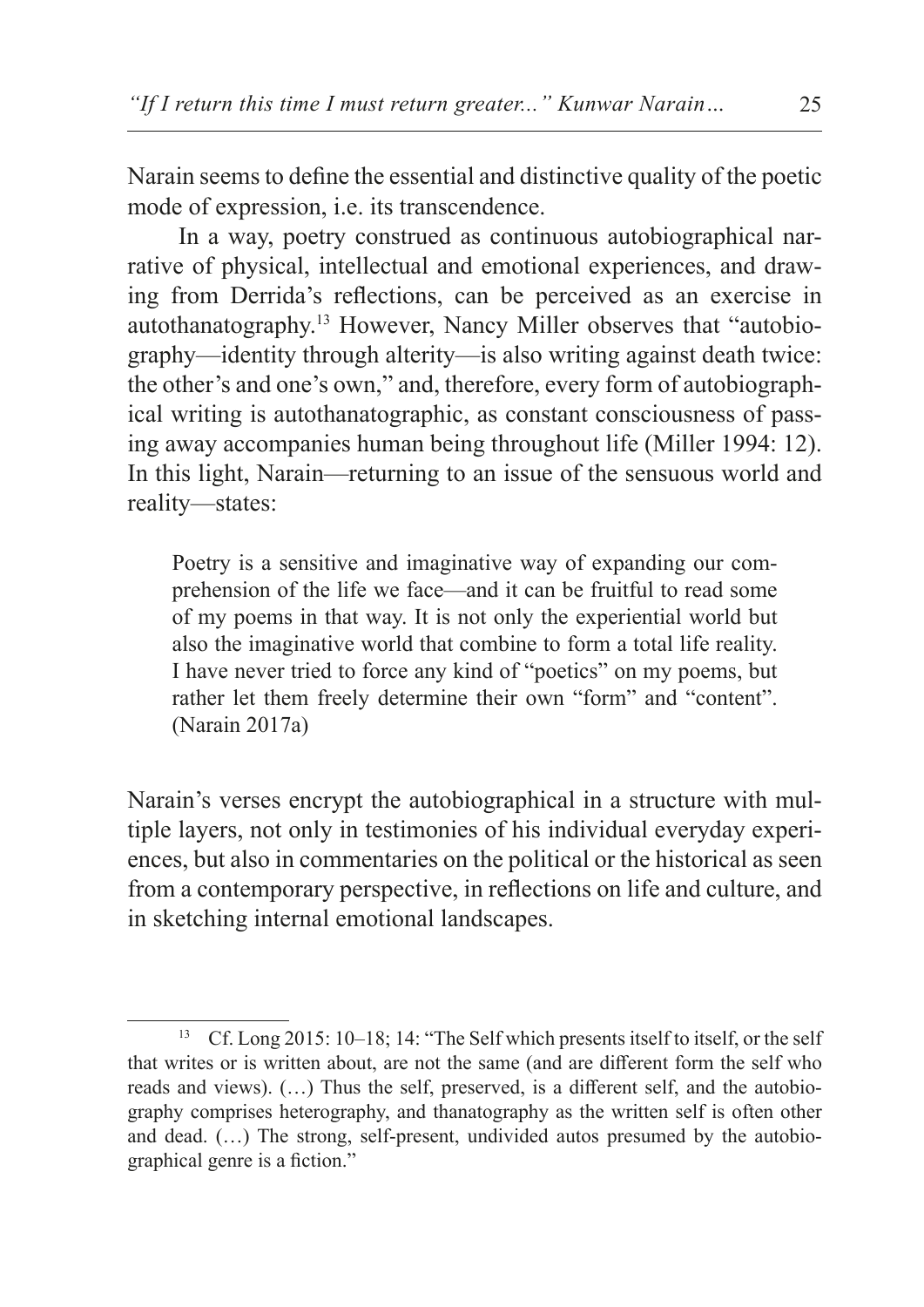Narain seems to define the essential and distinctive quality of the poetic mode of expression, i.e. its transcendence.

In a way, poetry construed as continuous autobiographical narrative of physical, intellectual and emotional experiences, and drawing from Derrida's reflections, can be perceived as an exercise in autothanatography.[13] However, Nancy Miller observes that "autobiography—identity through alterity—is also writing against death twice: the other's and one's own," and, therefore, every form of autobiographical writing is autothanatographic, as constant consciousness of passing away accompanies human being throughout life (Miller 1994: 12). In this light, Narain—returning to an issue of the sensuous world and reality—states:

> Poetry is a sensitive and imaginative way of expanding our comprehension of the life we face—and it can be fruitful to read some of my poems in that way. It is not only the experiential world but also the imaginative world that combine to form a total life reality. I have never tried to force any kind of "poetics" on my poems, but rather let them freely determine their own "form" and "content". (Narain 2017a)

Narain's verses encrypt the autobiographical in a structure with multiple layers, not only in testimonies of his individual everyday experiences, but also in commentaries on the political or the historical as seen from a contemporary perspective, in reflections on life and culture, and in sketching internal emotional landscapes.

---

[13] Cf. Long 2015: 10–18; 14: "The Self which presents itself to itself, or the self that writes or is written about, are not the same (and are different form the self who reads and views). (…) Thus the self, preserved, is a different self, and the autobiography comprises heterography, and thanatography as the written self is often other and dead. (…) The strong, self-present, undivided autos presumed by the autobiographical genre is a fiction."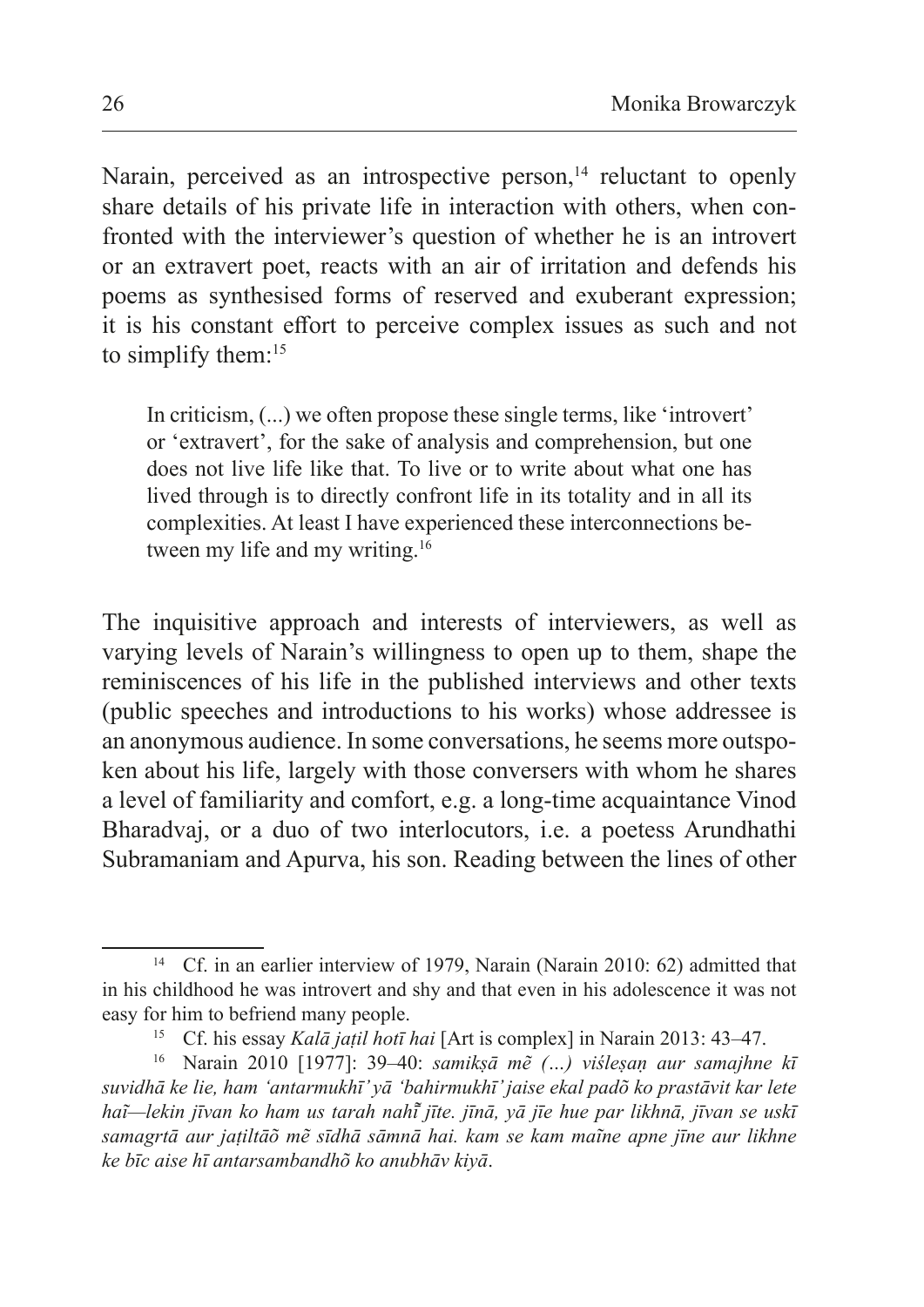Narain, perceived as an introspective person,[14] reluctant to openly share details of his private life in interaction with others, when confronted with the interviewer's question of whether he is an introvert or an extravert poet, reacts with an air of irritation and defends his poems as synthesised forms of reserved and exuberant expression; it is his constant effort to perceive complex issues as such and not to simplify them:[15]

> In criticism, (...) we often propose these single terms, like 'introvert' or 'extravert', for the sake of analysis and comprehension, but one does not live life like that. To live or to write about what one has lived through is to directly confront life in its totality and in all its complexities. At least I have experienced these interconnections between my life and my writing.[16]

The inquisitive approach and interests of interviewers, as well as varying levels of Narain's willingness to open up to them, shape the reminiscences of his life in the published interviews and other texts (public speeches and introductions to his works) whose addressee is an anonymous audience. In some conversations, he seems more outspoken about his life, largely with those conversers with whom he shares a level of familiarity and comfort, e.g. a long-time acquaintance Vinod Bharadvaj, or a duo of two interlocutors, i.e. a poetess Arundhathi Subramaniam and Apurva, his son. Reading between the lines of other

---

[14] Cf. in an earlier interview of 1979, Narain (Narain 2010: 62) admitted that in his childhood he was introvert and shy and that even in his adolescence it was not easy for him to befriend many people.

[15] Cf. his essay *Kalā jaṭil hotī hai* [Art is complex] in Narain 2013: 43–47.

[16] Narain 2010 [1977]: 39–40: *samikṣā mẽ (...) viśleṣaṇ aur samajhne kī suvidhā ke lie, ham 'antarmukhī' yā 'bahirmukhī' jaise ekal padõ ko prastāvit kar lete haĩ—lekin jīvan ko ham us tarah nahī̃ jīte. jīnā, yā jīe hue par likhnā, jīvan se uskī samagrtā aur jaṭiltāõ mẽ sīdhā sāmnā hai. kam se kam maĩne apne jīne aur likhne ke bīc aise hī antarsambandhõ ko anubhāv kiyā.*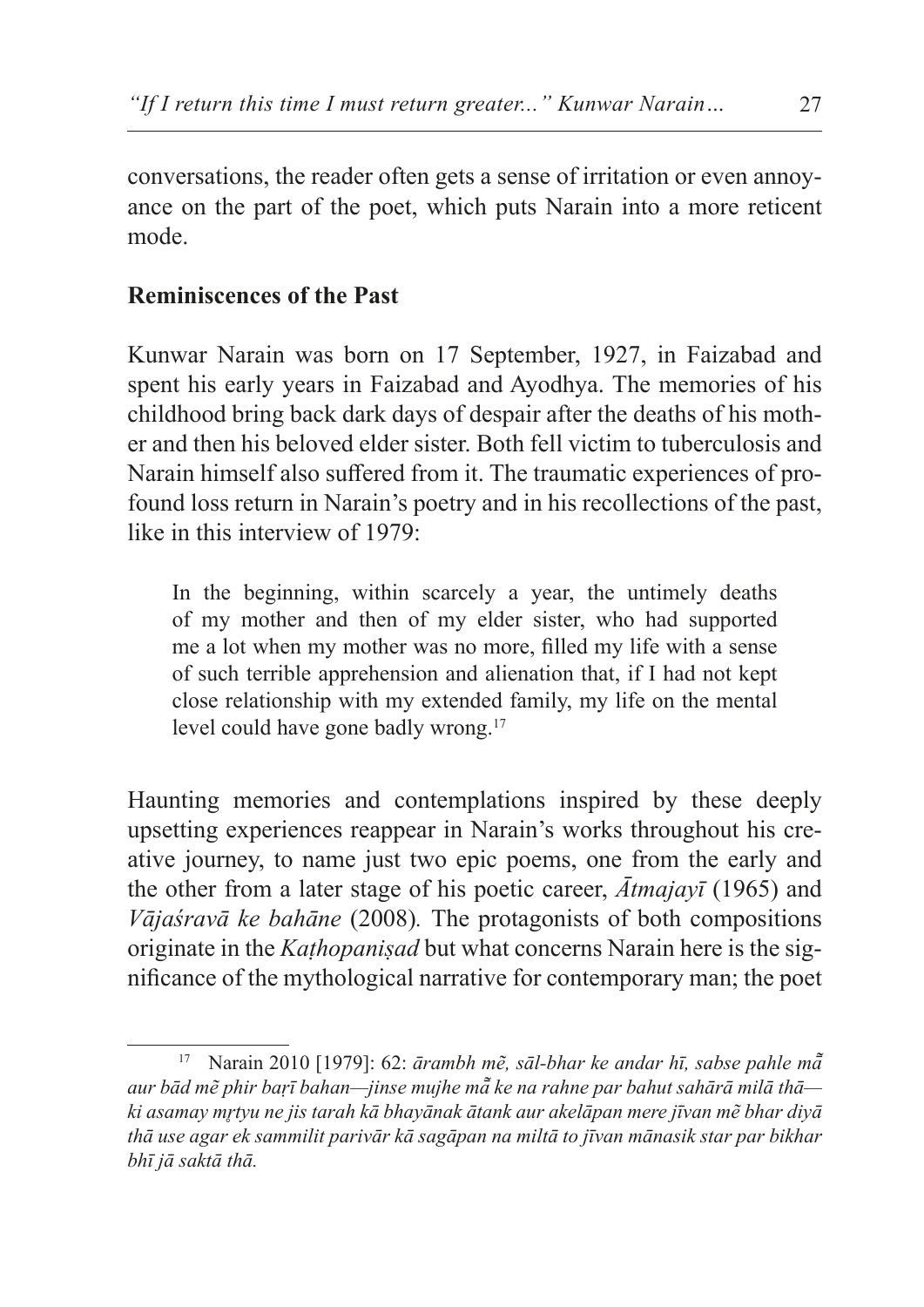conversations, the reader often gets a sense of irritation or even annoyance on the part of the poet, which puts Narain into a more reticent mode.

## Reminiscences of the Past

Kunwar Narain was born on 17 September, 1927, in Faizabad and spent his early years in Faizabad and Ayodhya. The memories of his childhood bring back dark days of despair after the deaths of his mother and then his beloved elder sister. Both fell victim to tuberculosis and Narain himself also suffered from it. The traumatic experiences of profound loss return in Narain's poetry and in his recollections of the past, like in this interview of 1979:

> In the beginning, within scarcely a year, the untimely deaths of my mother and then of my elder sister, who had supported me a lot when my mother was no more, filled my life with a sense of such terrible apprehension and alienation that, if I had not kept close relationship with my extended family, my life on the mental level could have gone badly wrong.[17]

Haunting memories and contemplations inspired by these deeply upsetting experiences reappear in Narain's works throughout his creative journey, to name just two epic poems, one from the early and the other from a later stage of his poetic career, *Ātmajayī* (1965) and *Vājaśravā ke bahāne* (2008). The protagonists of both compositions originate in the *Kaṭhopaniṣad* but what concerns Narain here is the significance of the mythological narrative for contemporary man; the poet

---

[17] Narain 2010 [1979]: 62: *ārambh mẽ, sāl-bhar ke andar hī, sabse pahle mā̃ aur bād mẽ phir baṛī bahan—jinse mujhe mā̃ ke na rahne par bahut sahārā milā thā—ki asamay mṛtyu ne jis tarah kā bhayānak ātank aur akelāpan mere jīvan mẽ bhar diyā thā use agar ek sammilit parivār kā sagāpan na miltā to jīvan mānasik star par bikhar bhī jā saktā thā.*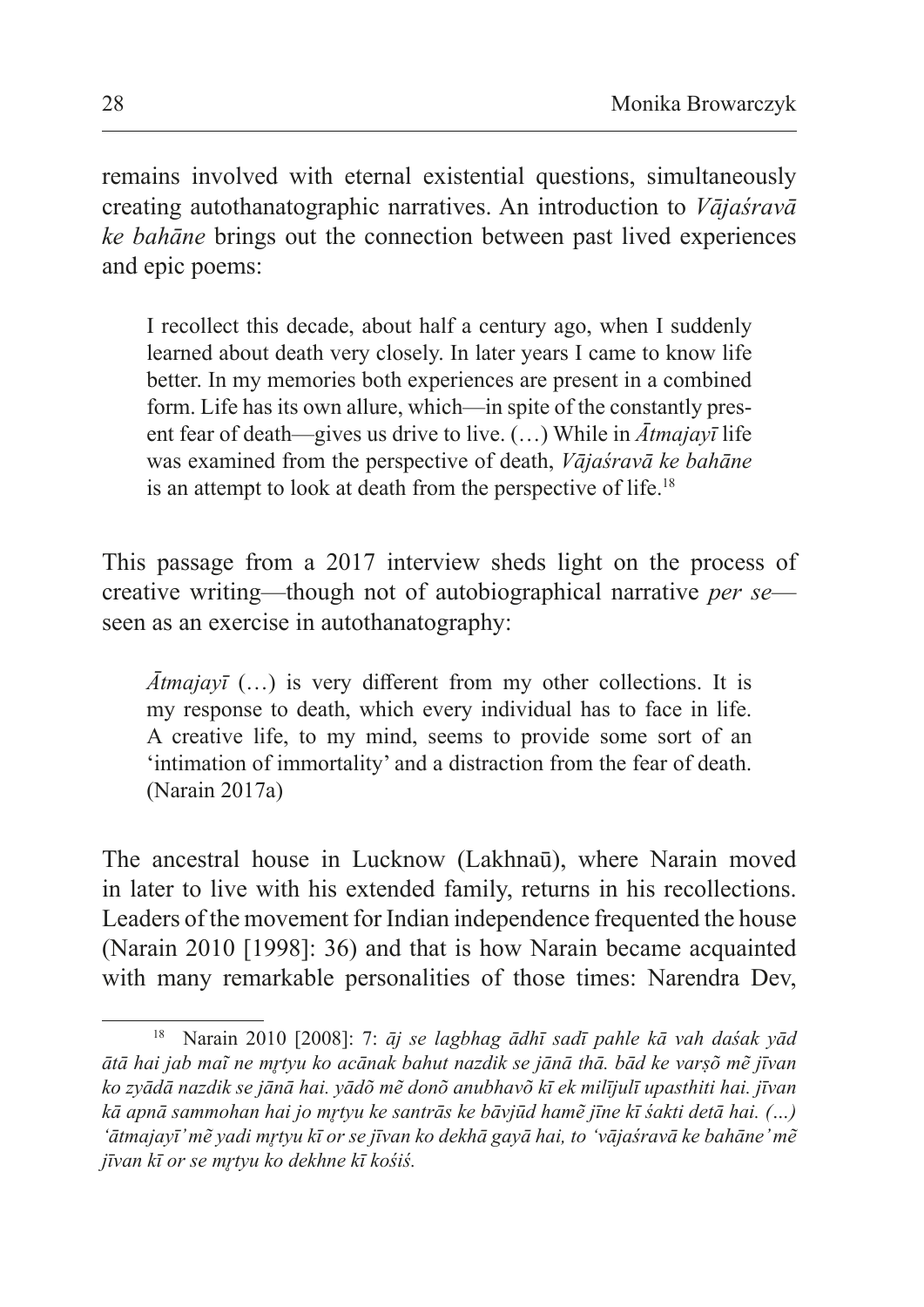remains involved with eternal existential questions, simultaneously creating autothanatographic narratives. An introduction to *Vājaśravā ke bahāne* brings out the connection between past lived experiences and epic poems:

> I recollect this decade, about half a century ago, when I suddenly learned about death very closely. In later years I came to know life better. In my memories both experiences are present in a combined form. Life has its own allure, which—in spite of the constantly present fear of death—gives us drive to live. (…) While in *Ātmajayī* life was examined from the perspective of death, *Vājaśravā ke bahāne* is an attempt to look at death from the perspective of life.[18]

This passage from a 2017 interview sheds light on the process of creative writing—though not of autobiographical narrative *per se*—seen as an exercise in autothanatography:

> *Ātmajayī* (…) is very different from my other collections. It is my response to death, which every individual has to face in life. A creative life, to my mind, seems to provide some sort of an 'intimation of immortality' and a distraction from the fear of death. (Narain 2017a)

The ancestral house in Lucknow (Lakhnaū), where Narain moved in later to live with his extended family, returns in his recollections. Leaders of the movement for Indian independence frequented the house (Narain 2010 [1998]: 36) and that is how Narain became acquainted with many remarkable personalities of those times: Narendra Dev,

---

[18] Narain 2010 [2008]: 7: *āj se lagbhag ādhī sadī pahle kā vah daśak yād ātā hai jab maĩ ne mr̥tyu ko acānak bahut nazdik se jānā thā. bād ke varṣõ mẽ jīvan ko zyādā nazdik se jānā hai. yādõ mẽ donõ anubhavõ kī ek milījulī upasthiti hai. jīvan kā apnā sammohan hai jo mr̥tyu ke santrās ke bāvjūd hamẽ jīne kī śakti detā hai. (…) 'ātmajayī' mẽ yadi mr̥tyu kī or se jīvan ko dekhā gayā hai, to 'vājaśravā ke bahāne' mẽ jīvan kī or se mr̥tyu ko dekhne kī kośiś.*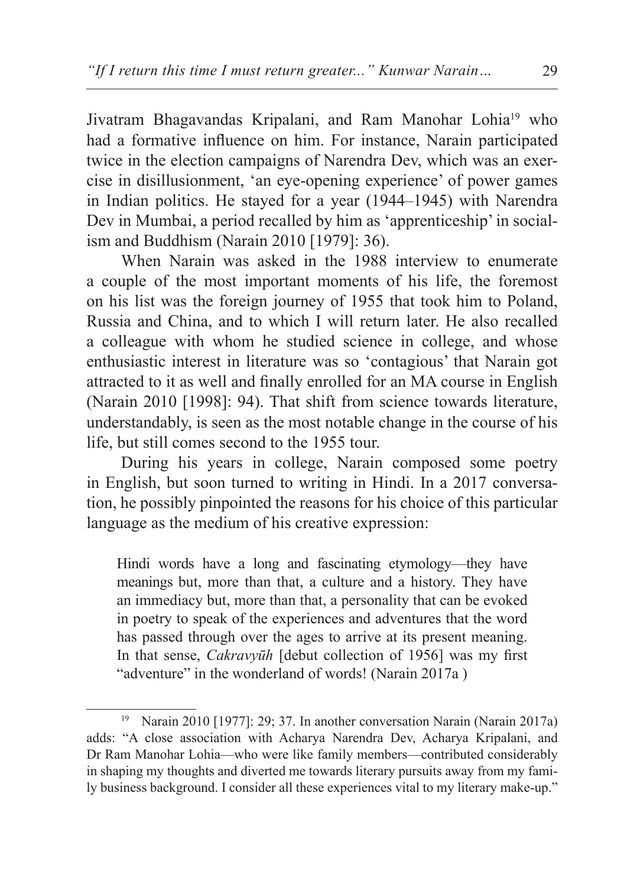Jivatram Bhagavandas Kripalani, and Ram Manohar Lohia[19] who had a formative influence on him. For instance, Narain participated twice in the election campaigns of Narendra Dev, which was an exercise in disillusionment, 'an eye-opening experience' of power games in Indian politics. He stayed for a year (1944–1945) with Narendra Dev in Mumbai, a period recalled by him as 'apprenticeship' in socialism and Buddhism (Narain 2010 [1979]: 36).

When Narain was asked in the 1988 interview to enumerate a couple of the most important moments of his life, the foremost on his list was the foreign journey of 1955 that took him to Poland, Russia and China, and to which I will return later. He also recalled a colleague with whom he studied science in college, and whose enthusiastic interest in literature was so 'contagious' that Narain got attracted to it as well and finally enrolled for an MA course in English (Narain 2010 [1998]: 94). That shift from science towards literature, understandably, is seen as the most notable change in the course of his life, but still comes second to the 1955 tour.

During his years in college, Narain composed some poetry in English, but soon turned to writing in Hindi. In a 2017 conversation, he possibly pinpointed the reasons for his choice of this particular language as the medium of his creative expression:

> Hindi words have a long and fascinating etymology—they have meanings but, more than that, a culture and a history. They have an immediacy but, more than that, a personality that can be evoked in poetry to speak of the experiences and adventures that the word has passed through over the ages to arrive at its present meaning. In that sense, *Cakravyūh* [debut collection of 1956] was my first "adventure" in the wonderland of words! (Narain 2017a )

---

[19] Narain 2010 [1977]: 29; 37. In another conversation Narain (Narain 2017a) adds: "A close association with Acharya Narendra Dev, Acharya Kripalani, and Dr Ram Manohar Lohia—who were like family members—contributed considerably in shaping my thoughts and diverted me towards literary pursuits away from my family business background. I consider all these experiences vital to my literary make-up."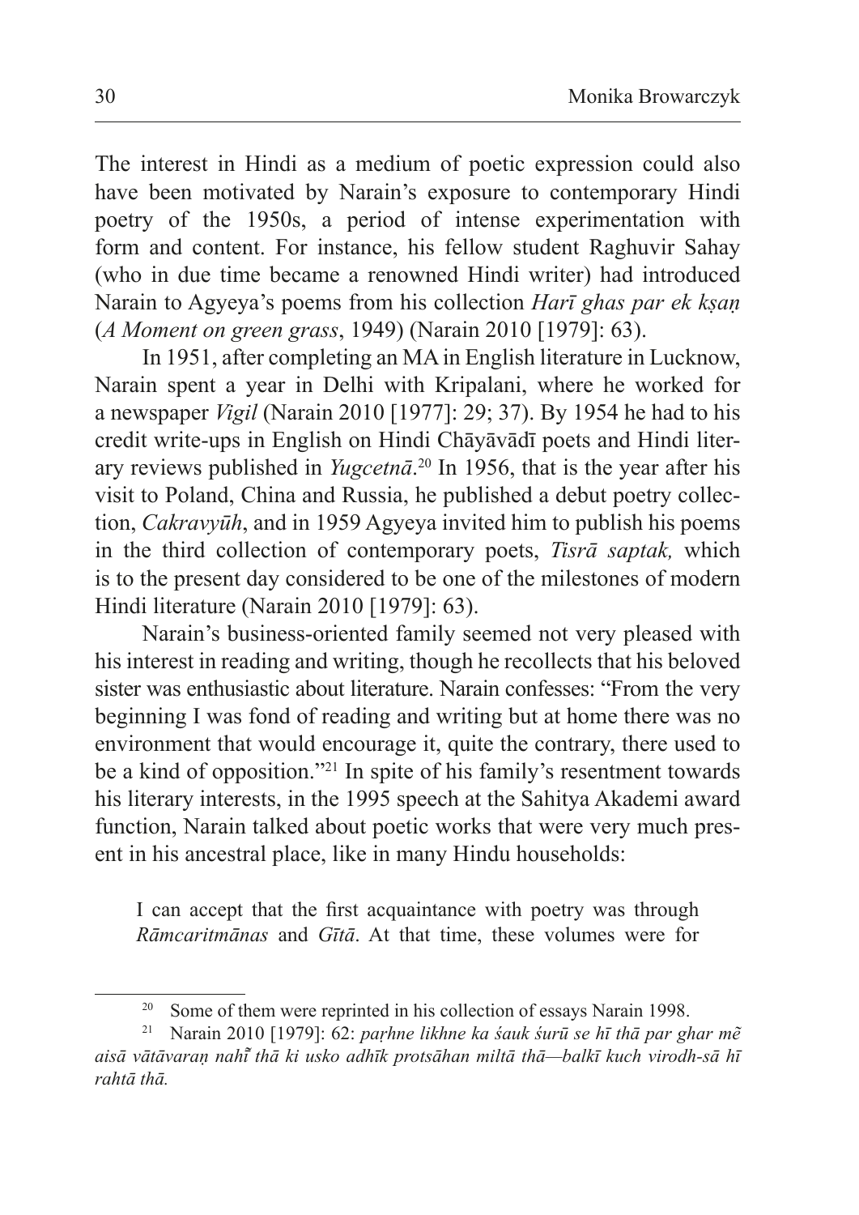The interest in Hindi as a medium of poetic expression could also have been motivated by Narain's exposure to contemporary Hindi poetry of the 1950s, a period of intense experimentation with form and content. For instance, his fellow student Raghuvir Sahay (who in due time became a renowned Hindi writer) had introduced Narain to Agyeya's poems from his collection *Harī ghas par ek kṣaṇ* (*A Moment on green grass*, 1949) (Narain 2010 [1979]: 63).

In 1951, after completing an MA in English literature in Lucknow, Narain spent a year in Delhi with Kripalani, where he worked for a newspaper *Vigil* (Narain 2010 [1977]: 29; 37). By 1954 he had to his credit write-ups in English on Hindi Chāyāvādī poets and Hindi literary reviews published in *Yugcetnā*.[20] In 1956, that is the year after his visit to Poland, China and Russia, he published a debut poetry collection, *Cakravyūh*, and in 1959 Agyeya invited him to publish his poems in the third collection of contemporary poets, *Tīsrā saptak,* which is to the present day considered to be one of the milestones of modern Hindi literature (Narain 2010 [1979]: 63).

Narain's business-oriented family seemed not very pleased with his interest in reading and writing, though he recollects that his beloved sister was enthusiastic about literature. Narain confesses: "From the very beginning I was fond of reading and writing but at home there was no environment that would encourage it, quite the contrary, there used to be a kind of opposition."[21] In spite of his family's resentment towards his literary interests, in the 1995 speech at the Sahitya Akademi award function, Narain talked about poetic works that were very much present in his ancestral place, like in many Hindu households:

> I can accept that the first acquaintance with poetry was through *Rāmcaritmānas* and *Gītā*. At that time, these volumes were for

[20] Some of them were reprinted in his collection of essays Narain 1998.

[21] Narain 2010 [1979]: 62: *paṛhne likhne ka śauk śurū se hī thā par ghar mẽ aisā vātāvaraṇ nahī̃ thā ki usko adhīk protsāhan miltā thā—balkī kuch virodh-sā hī rahtā thā.*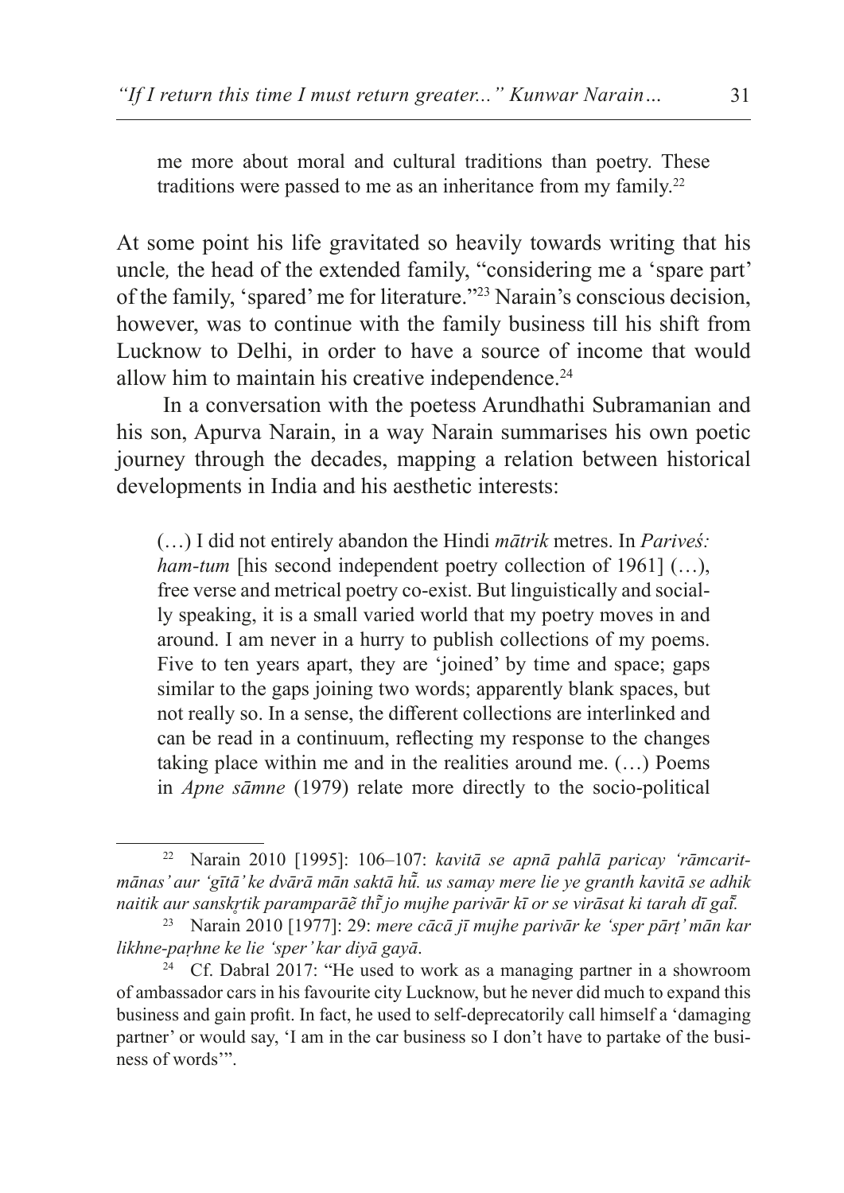> me more about moral and cultural traditions than poetry. These traditions were passed to me as an inheritance from my family.[22]

At some point his life gravitated so heavily towards writing that his uncle*,* the head of the extended family, "considering me a 'spare part' of the family, 'spared' me for literature."[23] Narain's conscious decision, however, was to continue with the family business till his shift from Lucknow to Delhi, in order to have a source of income that would allow him to maintain his creative independence.[24]

In a conversation with the poetess Arundhathi Subramanian and his son, Apurva Narain, in a way Narain summarises his own poetic journey through the decades, mapping a relation between historical developments in India and his aesthetic interests:

> (…) I did not entirely abandon the Hindi *mātrik* metres. In *Pariveś: ham-tum* [his second independent poetry collection of 1961] (…), free verse and metrical poetry co-exist. But linguistically and socially speaking, it is a small varied world that my poetry moves in and around. I am never in a hurry to publish collections of my poems. Five to ten years apart, they are 'joined' by time and space; gaps similar to the gaps joining two words; apparently blank spaces, but not really so. In a sense, the different collections are interlinked and can be read in a continuum, reflecting my response to the changes taking place within me and in the realities around me. (…) Poems in *Apne sāmne* (1979) relate more directly to the socio-political

---

[22] Narain 2010 [1995]: 106–107: *kavitā se apnā pahlā paricay 'rāmcaritmānas' aur 'gītā' ke dvārā mān saktā hū̃. us samay mere lie ye granth kavitā se adhik naitik aur sanskr̥tik paramparāẽ thī̃ jo mujhe parivār kī or se virāsat ki tarah dī gaī̃.*

[23] Narain 2010 [1977]: 29: *mere cācā jī mujhe parivār ke 'sper pārṭ' mān kar likhne-paṛhne ke lie 'sper' kar diyā gayā*.

[24] Cf. Dabral 2017: "He used to work as a managing partner in a showroom of ambassador cars in his favourite city Lucknow, but he never did much to expand this business and gain profit. In fact, he used to self-deprecatorily call himself a 'damaging partner' or would say, 'I am in the car business so I don't have to partake of the business of words'".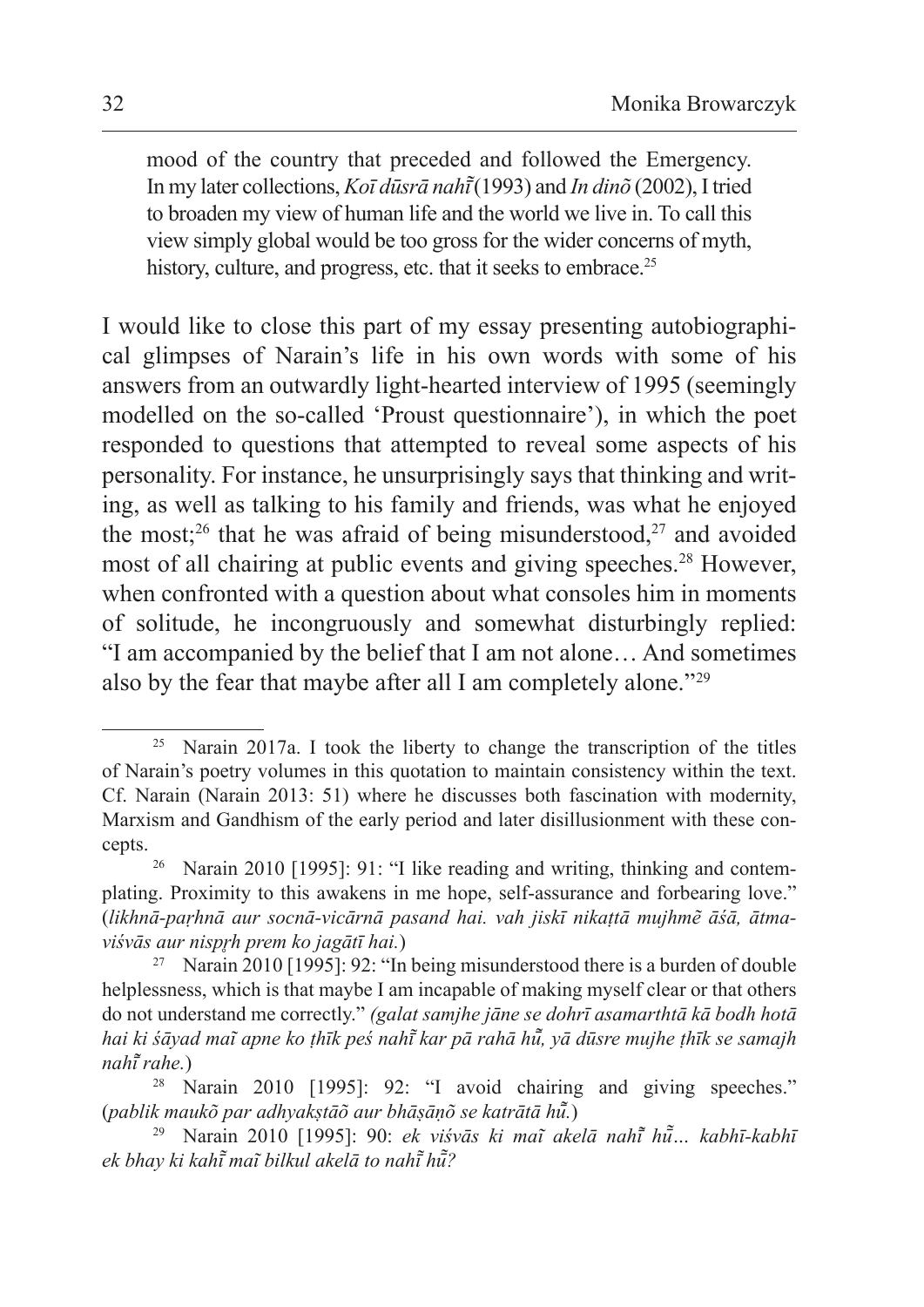> mood of the country that preceded and followed the Emergency. In my later collections, *Koī dūsrā nahī̃* (1993) and *In dinõ* (2002), I tried to broaden my view of human life and the world we live in. To call this view simply global would be too gross for the wider concerns of myth, history, culture, and progress, etc. that it seeks to embrace.[25]

I would like to close this part of my essay presenting autobiographical glimpses of Narain's life in his own words with some of his answers from an outwardly light-hearted interview of 1995 (seemingly modelled on the so-called 'Proust questionnaire'), in which the poet responded to questions that attempted to reveal some aspects of his personality. For instance, he unsurprisingly says that thinking and writing, as well as talking to his family and friends, was what he enjoyed the most;[26] that he was afraid of being misunderstood,[27] and avoided most of all chairing at public events and giving speeches.[28] However, when confronted with a question about what consoles him in moments of solitude, he incongruously and somewhat disturbingly replied: "I am accompanied by the belief that I am not alone… And sometimes also by the fear that maybe after all I am completely alone."[29]

---

[25] Narain 2017a. I took the liberty to change the transcription of the titles of Narain's poetry volumes in this quotation to maintain consistency within the text. Cf. Narain (Narain 2013: 51) where he discusses both fascination with modernity, Marxism and Gandhism of the early period and later disillusionment with these concepts.

[26] Narain 2010 [1995]: 91: "I like reading and writing, thinking and contemplating. Proximity to this awakens in me hope, self-assurance and forbearing love." (*likhnā-paṛhnā aur socnā-vicārnā pasand hai. vah jiskī nikaṭtā mujhmẽ āśā, ātmaviśvās aur nispṛh prem ko jagātī hai.*)

[27] Narain 2010 [1995]: 92: "In being misunderstood there is a burden of double helplessness, which is that maybe I am incapable of making myself clear or that others do not understand me correctly." *(galat samjhe jāne se dohrī asamarthtā kā bodh hotā hai ki śāyad maĩ apne ko ṭhīk peś nahī̃ kar pā rahā hū̃, yā dūsre mujhe ṭhīk se samajh nahī̃ rahe.*)

[28] Narain 2010 [1995]: 92: "I avoid chairing and giving speeches." (*pablik maukõ par adhyakṣtāõ aur bhāṣāṇõ se katrātā hū̃.*)

[29] Narain 2010 [1995]: 90: *ek viśvās ki maĩ akelā nahī̃ hū̃… kabhī-kabhī ek bhay ki kahī̃ maĩ bilkul akelā to nahī̃ hū̃?*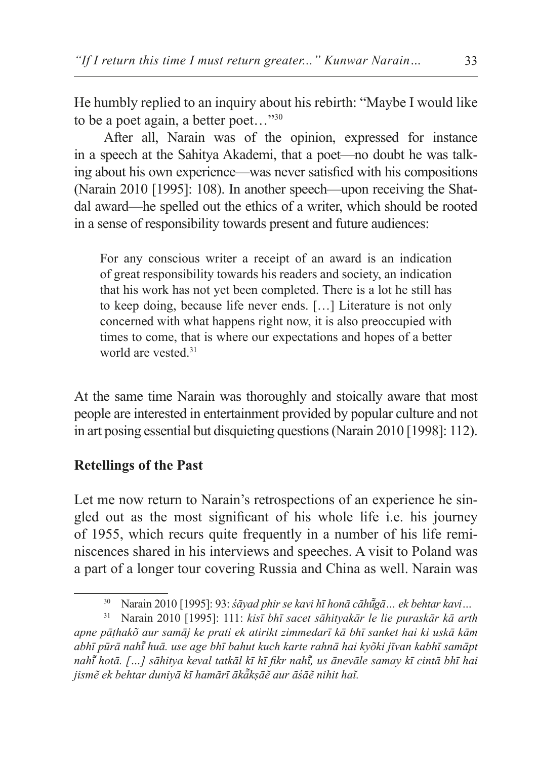He humbly replied to an inquiry about his rebirth: “Maybe I would like to be a poet again, a better poet…”[30]

After all, Narain was of the opinion, expressed for instance in a speech at the Sahitya Akademi, that a poet—no doubt he was talking about his own experience—was never satisfied with his compositions (Narain 2010 [1995]: 108). In another speech—upon receiving the Shatdal award—he spelled out the ethics of a writer, which should be rooted in a sense of responsibility towards present and future audiences:

> For any conscious writer a receipt of an award is an indication of great responsibility towards his readers and society, an indication that his work has not yet been completed. There is a lot he still has to keep doing, because life never ends. […] Literature is not only concerned with what happens right now, it is also preoccupied with times to come, that is where our expectations and hopes of a better world are vested.[31]

At the same time Narain was thoroughly and stoically aware that most people are interested in entertainment provided by popular culture and not in art posing essential but disquieting questions (Narain 2010 [1998]: 112).

## Retellings of the Past

Let me now return to Narain’s retrospections of an experience he singled out as the most significant of his whole life i.e. his journey of 1955, which recurs quite frequently in a number of his life reminiscences shared in his interviews and speeches. A visit to Poland was a part of a longer tour covering Russia and China as well. Narain was

---

[30] Narain 2010 [1995]: 93: *śāyad phir se kavi hī honā cāhū̃gā… ek behtar kavi…*

[31] Narain 2010 [1995]: 111: *kisī bhī sacet sāhityakār le lie puraskār kā arth apne pāṭhakõ aur samāj ke prati ek atirikt zimmedarī kā bhī sanket hai ki uskā kām abhī pūrā nahī̃ huā. use age bhī bahut kuch karte rahnā hai kyõki jīvan kabhī samāpt nahī̃ hotā. […] sāhitya keval tatkāl kī hī fikr nahī̃, us ānevāle samay kī cintā bhī hai jismẽ ek behtar duniyā kī hamārī ākā̃kṣāẽ aur āśāẽ nihit haĩ.*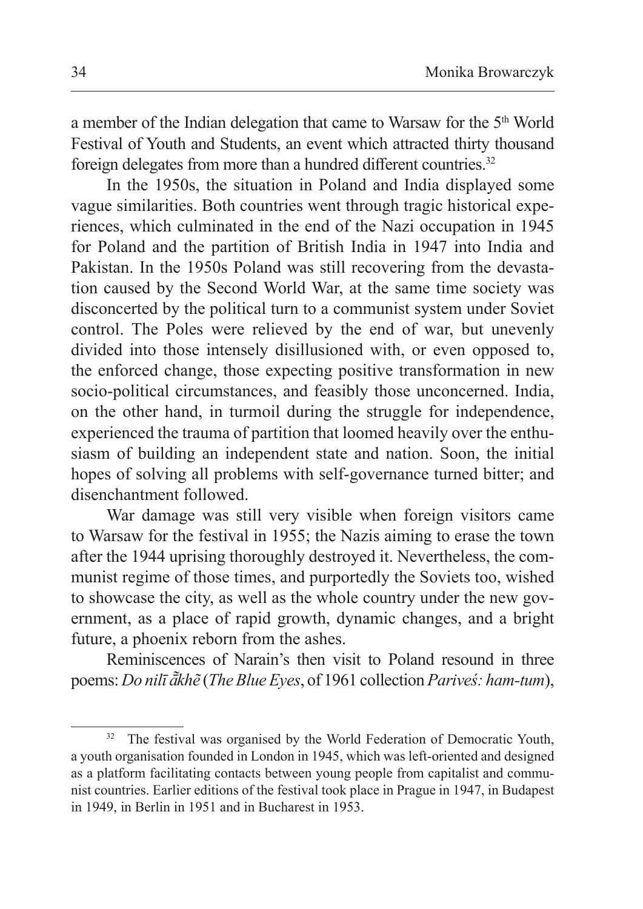a member of the Indian delegation that came to Warsaw for the 5th World Festival of Youth and Students, an event which attracted thirty thousand foreign delegates from more than a hundred different countries.[32]

In the 1950s, the situation in Poland and India displayed some vague similarities. Both countries went through tragic historical experiences, which culminated in the end of the Nazi occupation in 1945 for Poland and the partition of British India in 1947 into India and Pakistan. In the 1950s Poland was still recovering from the devastation caused by the Second World War, at the same time society was disconcerted by the political turn to a communist system under Soviet control. The Poles were relieved by the end of war, but unevenly divided into those intensely disillusioned with, or even opposed to, the enforced change, those expecting positive transformation in new socio-political circumstances, and feasibly those unconcerned. India, on the other hand, in turmoil during the struggle for independence, experienced the trauma of partition that loomed heavily over the enthusiasm of building an independent state and nation. Soon, the initial hopes of solving all problems with self-governance turned bitter; and disenchantment followed.

War damage was still very visible when foreign visitors came to Warsaw for the festival in 1955; the Nazis aiming to erase the town after the 1944 uprising thoroughly destroyed it. Nevertheless, the communist regime of those times, and purportedly the Soviets too, wished to showcase the city, as well as the whole country under the new government, as a place of rapid growth, dynamic changes, and a bright future, a phoenix reborn from the ashes.

Reminiscences of Narain's then visit to Poland resound in three poems: *Do nīlī ā̃khẽ* (*The Blue Eyes*, of 1961 collection *Pariveś: ham-tum*),

[32] The festival was organised by the World Federation of Democratic Youth, a youth organisation founded in London in 1945, which was left-oriented and designed as a platform facilitating contacts between young people from capitalist and communist countries. Earlier editions of the festival took place in Prague in 1947, in Budapest in 1949, in Berlin in 1951 and in Bucharest in 1953.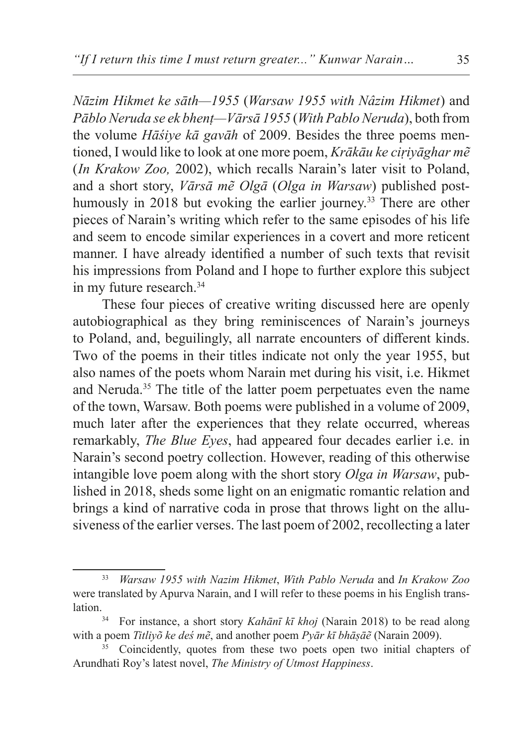*Nāzim Hikmet ke sāth—1955* (*Warsaw 1955 with Nâzim Hikmet*) and *Pāblo Neruda se ek bheṇṭ—Vārsā 1955* (*With Pablo Neruda*), both from the volume *Hāśiye kā gavāh* of 2009. Besides the three poems mentioned, I would like to look at one more poem, *Krākāu ke ciṛiyāghar mẽ* (*In Krakow Zoo,* 2002), which recalls Narain's later visit to Poland, and a short story, *Vārsā mẽ Olgā* (*Olga in Warsaw*) published posthumously in 2018 but evoking the earlier journey.[33] There are other pieces of Narain's writing which refer to the same episodes of his life and seem to encode similar experiences in a covert and more reticent manner. I have already identified a number of such texts that revisit his impressions from Poland and I hope to further explore this subject in my future research.[34]

These four pieces of creative writing discussed here are openly autobiographical as they bring reminiscences of Narain's journeys to Poland, and, beguilingly, all narrate encounters of different kinds. Two of the poems in their titles indicate not only the year 1955, but also names of the poets whom Narain met during his visit, i.e. Hikmet and Neruda.[35] The title of the latter poem perpetuates even the name of the town, Warsaw. Both poems were published in a volume of 2009, much later after the experiences that they relate occurred, whereas remarkably, *The Blue Eyes*, had appeared four decades earlier i.e. in Narain's second poetry collection. However, reading of this otherwise intangible love poem along with the short story *Olga in Warsaw*, published in 2018, sheds some light on an enigmatic romantic relation and brings a kind of narrative coda in prose that throws light on the allusiveness of the earlier verses. The last poem of 2002, recollecting a later

---

[33] *Warsaw 1955 with Nazim Hikmet*, *With Pablo Neruda* and *In Krakow Zoo* were translated by Apurva Narain, and I will refer to these poems in his English translation.

[34] For instance, a short story *Kahānī kī khoj* (Narain 2018) to be read along with a poem *Titliyõ ke deś mẽ*, and another poem *Pyār kī bhāṣāẽ* (Narain 2009).

[35] Coincidently, quotes from these two poets open two initial chapters of Arundhati Roy's latest novel, *The Ministry of Utmost Happiness*.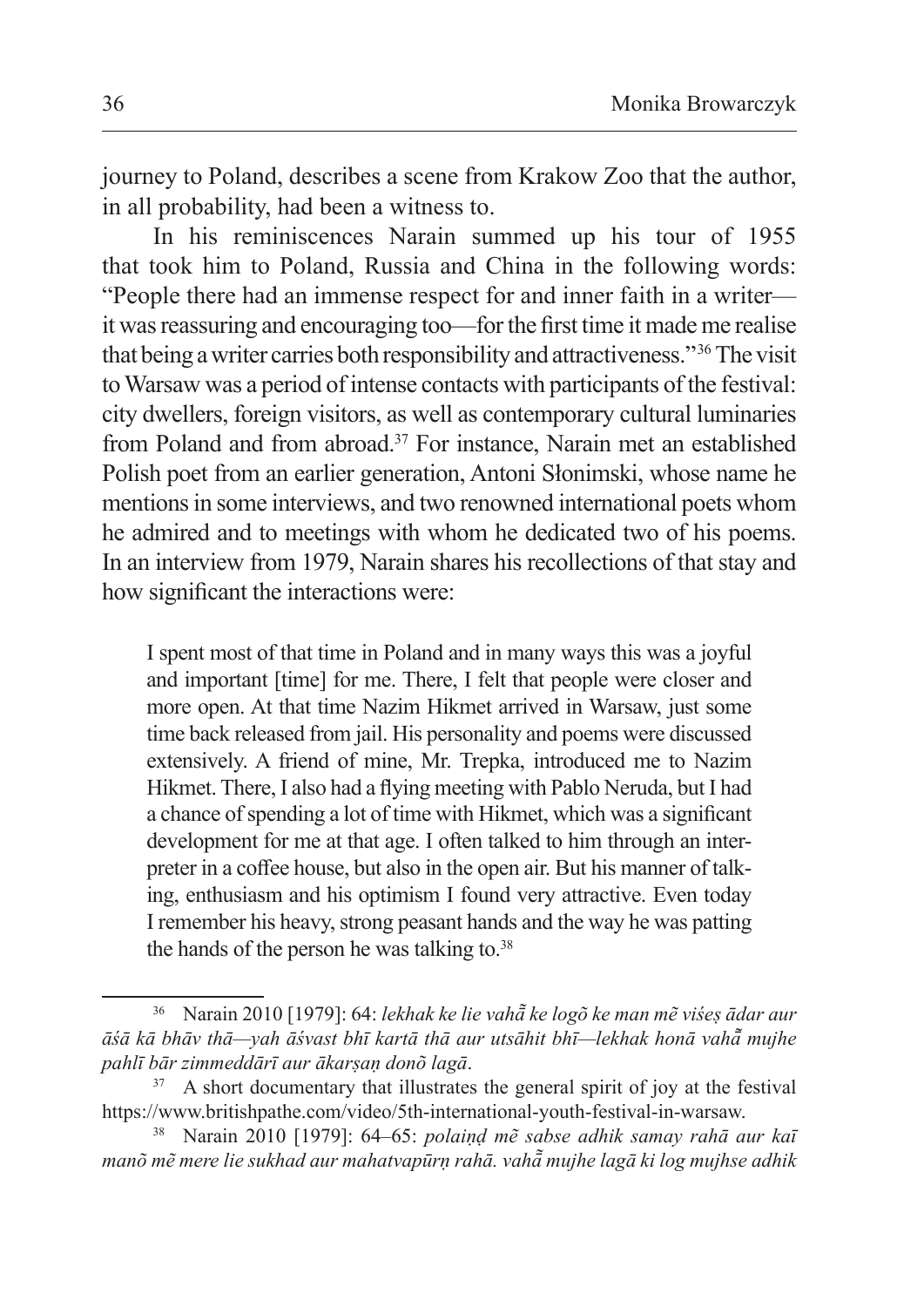journey to Poland, describes a scene from Krakow Zoo that the author, in all probability, had been a witness to.

In his reminiscences Narain summed up his tour of 1955 that took him to Poland, Russia and China in the following words: "People there had an immense respect for and inner faith in a writer—it was reassuring and encouraging too—for the first time it made me realise that being a writer carries both responsibility and attractiveness."[36] The visit to Warsaw was a period of intense contacts with participants of the festival: city dwellers, foreign visitors, as well as contemporary cultural luminaries from Poland and from abroad.[37] For instance, Narain met an established Polish poet from an earlier generation, Antoni Słonimski, whose name he mentions in some interviews, and two renowned international poets whom he admired and to meetings with whom he dedicated two of his poems. In an interview from 1979, Narain shares his recollections of that stay and how significant the interactions were:

> I spent most of that time in Poland and in many ways this was a joyful and important [time] for me. There, I felt that people were closer and more open. At that time Nazim Hikmet arrived in Warsaw, just some time back released from jail. His personality and poems were discussed extensively. A friend of mine, Mr. Trepka, introduced me to Nazim Hikmet. There, I also had a flying meeting with Pablo Neruda, but I had a chance of spending a lot of time with Hikmet, which was a significant development for me at that age. I often talked to him through an interpreter in a coffee house, but also in the open air. But his manner of talking, enthusiasm and his optimism I found very attractive. Even today I remember his heavy, strong peasant hands and the way he was patting the hands of the person he was talking to.[38]

---

[36] Narain 2010 [1979]: 64: *lekhak ke lie vahā̃ ke logõ ke man mẽ viśeṣ ādar aur āśā kā bhāv thā—yah āśvast bhī kartā thā aur utsāhit bhī—lekhak honā vahā̃ mujhe pahlī bār zimmeddārī aur ākarṣaṇ donõ lagā*.

[37] A short documentary that illustrates the general spirit of joy at the festival https://www.britishpathe.com/video/5th-international-youth-festival-in-warsaw.

[38] Narain 2010 [1979]: 64–65: *polaiṇḍ mẽ sabse adhik samay rahā aur kaī manõ mẽ mere lie sukhad aur mahatvapūrṇ rahā. vahā̃ mujhe lagā ki log mujhse adhik*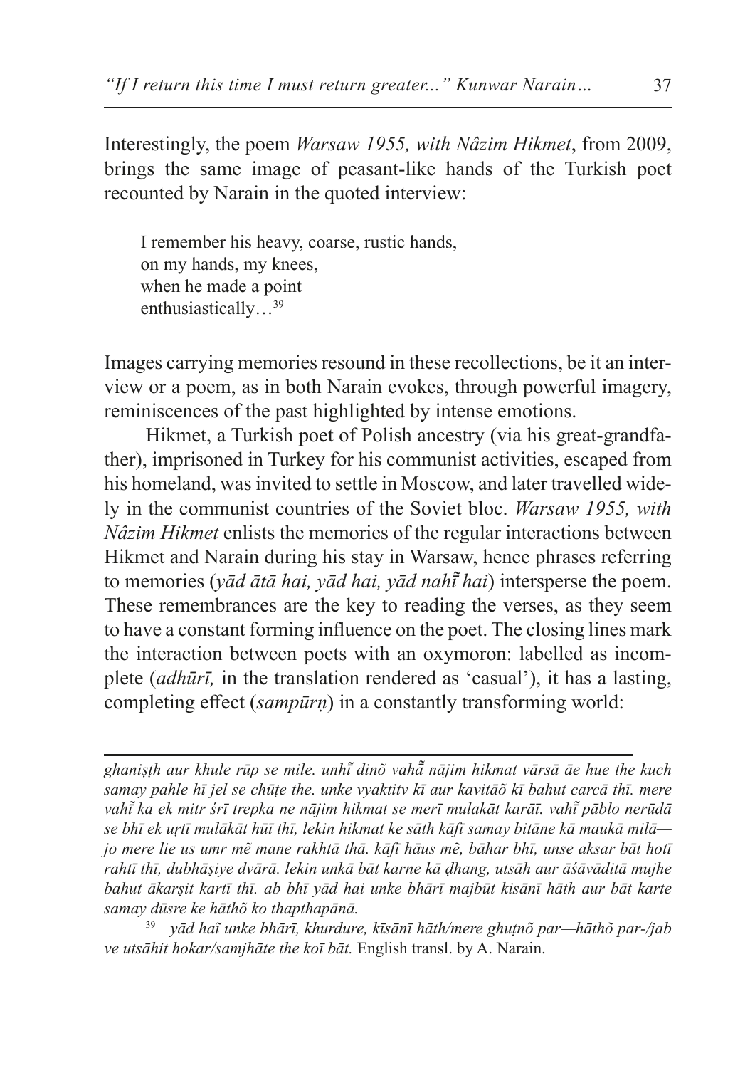Interestingly, the poem *Warsaw 1955, with Nâzim Hikmet*, from 2009, brings the same image of peasant-like hands of the Turkish poet recounted by Narain in the quoted interview:

> I remember his heavy, coarse, rustic hands,
> on my hands, my knees,
> when he made a point
> enthusiastically…[39]

Images carrying memories resound in these recollections, be it an interview or a poem, as in both Narain evokes, through powerful imagery, reminiscences of the past highlighted by intense emotions.

Hikmet, a Turkish poet of Polish ancestry (via his great-grandfather), imprisoned in Turkey for his communist activities, escaped from his homeland, was invited to settle in Moscow, and later travelled widely in the communist countries of the Soviet bloc. *Warsaw 1955, with Nâzim Hikmet* enlists the memories of the regular interactions between Hikmet and Narain during his stay in Warsaw, hence phrases referring to memories (*yād ātā hai, yād hai, yād nahī̃ hai*) intersperse the poem. These remembrances are the key to reading the verses, as they seem to have a constant forming influence on the poet. The closing lines mark the interaction between poets with an oxymoron: labelled as incomplete (*adhūrī,* in the translation rendered as 'casual'), it has a lasting, completing effect (*sampūrṇ*) in a constantly transforming world:

---

*ghaniṣṭh aur khule rūp se mile. unhī̃ dinõ vahā̃ nājim hikmat vārsā āe hue the kuch samay pahle hī jel se chūṭe the. unke vyaktitv kī aur kavitāõ kī bahut carcā thī. mere vahī̃ ka ek mitr śrī trepka ne nājim hikmat se merī mulakāt karāī. vahī̃ pāblo nerūdā se bhī ek uṛtī mulākāt hūī thī, lekin hikmat ke sāth kāfī samay bitāne kā maukā milā—jo mere lie us umr mẽ mane rakhtā thā. kāfī hāus mẽ, bāhar bhī, unse aksar bāt hotī rahtī thī, dubhāṣiye dvārā. lekin unkā bāt karne kā ḍhang, utsāh aur āśāvāditā mujhe bahut ākarṣit kartī thī. ab bhī yād hai unke bhārī majbūt kisānī hāth aur bāt karte samay dūsre ke hāthõ ko thapthapānā.*

[39] *yād haĩ unke bhārī, khurdure, kīsānī hāth/mere ghuṭnõ par—hāthõ par-/jab ve utsāhit hokar/samjhāte the koī bāt.* English transl. by A. Narain.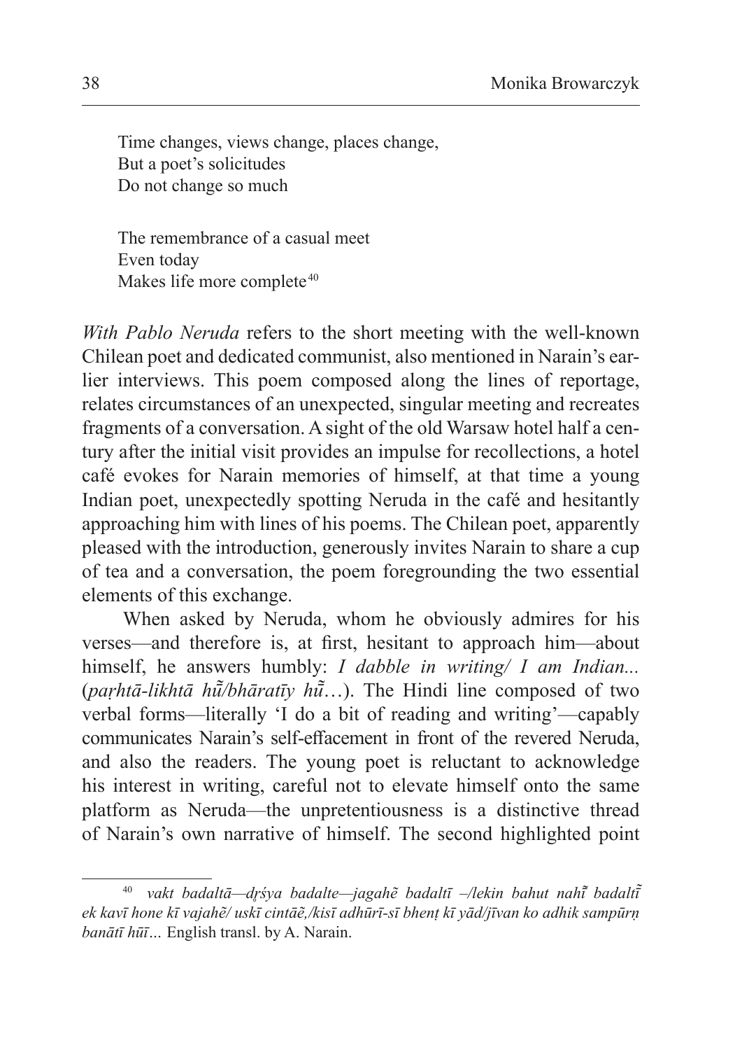Time changes, views change, places change,  
But a poet's solicitudes  
Do not change so much

The remembrance of a casual meet  
Even today  
Makes life more complete[40]

*With Pablo Neruda* refers to the short meeting with the well-known Chilean poet and dedicated communist, also mentioned in Narain's earlier interviews. This poem composed along the lines of reportage, relates circumstances of an unexpected, singular meeting and recreates fragments of a conversation. A sight of the old Warsaw hotel half a century after the initial visit provides an impulse for recollections, a hotel café evokes for Narain memories of himself, at that time a young Indian poet, unexpectedly spotting Neruda in the café and hesitantly approaching him with lines of his poems. The Chilean poet, apparently pleased with the introduction, generously invites Narain to share a cup of tea and a conversation, the poem foregrounding the two essential elements of this exchange.

When asked by Neruda, whom he obviously admires for his verses—and therefore is, at first, hesitant to approach him—about himself, he answers humbly: *I dabble in writing/ I am Indian...* (*paṛhtā-likhtā hū̃/bhāratīy hū̃*…). The Hindi line composed of two verbal forms—literally 'I do a bit of reading and writing'—capably communicates Narain's self-effacement in front of the revered Neruda, and also the readers. The young poet is reluctant to acknowledge his interest in writing, careful not to elevate himself onto the same platform as Neruda—the unpretentiousness is a distinctive thread of Narain's own narrative of himself. The second highlighted point

---

[40] *vakt badaltā—dṛśya badalte—jagahẽ badaltī –/lekin bahut nahī̃ badaltī̃ ek kavī hone kī vajahẽ/ uskī cintāẽ,/kisī adhūrī-sī bheṇṭ kī yād/jīvan ko adhik sampūrṇ banātī hūī…* English transl. by A. Narain.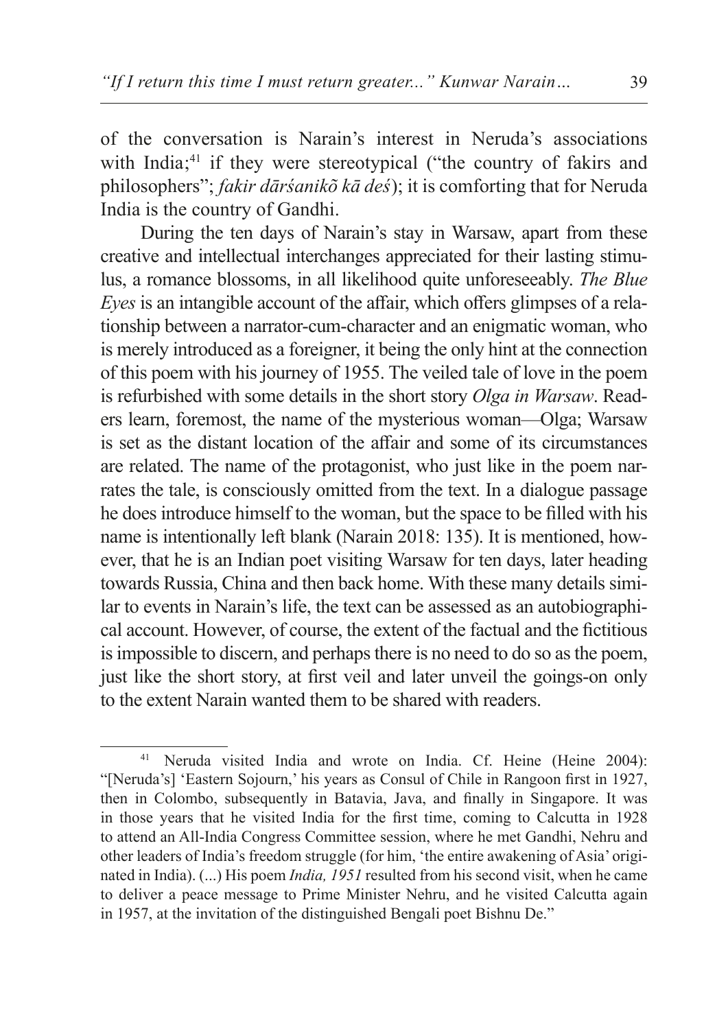of the conversation is Narain's interest in Neruda's associations with India;[41] if they were stereotypical ("the country of fakirs and philosophers"; *fakir dārśanikõ kā deś*); it is comforting that for Neruda India is the country of Gandhi.

During the ten days of Narain's stay in Warsaw, apart from these creative and intellectual interchanges appreciated for their lasting stimulus, a romance blossoms, in all likelihood quite unforeseeably. *The Blue Eyes* is an intangible account of the affair, which offers glimpses of a relationship between a narrator-cum-character and an enigmatic woman, who is merely introduced as a foreigner, it being the only hint at the connection of this poem with his journey of 1955. The veiled tale of love in the poem is refurbished with some details in the short story *Olga in Warsaw*. Readers learn, foremost, the name of the mysterious woman—Olga; Warsaw is set as the distant location of the affair and some of its circumstances are related. The name of the protagonist, who just like in the poem narrates the tale, is consciously omitted from the text. In a dialogue passage he does introduce himself to the woman, but the space to be filled with his name is intentionally left blank (Narain 2018: 135). It is mentioned, however, that he is an Indian poet visiting Warsaw for ten days, later heading towards Russia, China and then back home. With these many details similar to events in Narain's life, the text can be assessed as an autobiographical account. However, of course, the extent of the factual and the fictitious is impossible to discern, and perhaps there is no need to do so as the poem, just like the short story, at first veil and later unveil the goings-on only to the extent Narain wanted them to be shared with readers.

---

[41] Neruda visited India and wrote on India. Cf. Heine (Heine 2004): "[Neruda's] 'Eastern Sojourn,' his years as Consul of Chile in Rangoon first in 1927, then in Colombo, subsequently in Batavia, Java, and finally in Singapore. It was in those years that he visited India for the first time, coming to Calcutta in 1928 to attend an All-India Congress Committee session, where he met Gandhi, Nehru and other leaders of India's freedom struggle (for him, 'the entire awakening of Asia' originated in India). (...) His poem *India, 1951* resulted from his second visit, when he came to deliver a peace message to Prime Minister Nehru, and he visited Calcutta again in 1957, at the invitation of the distinguished Bengali poet Bishnu De."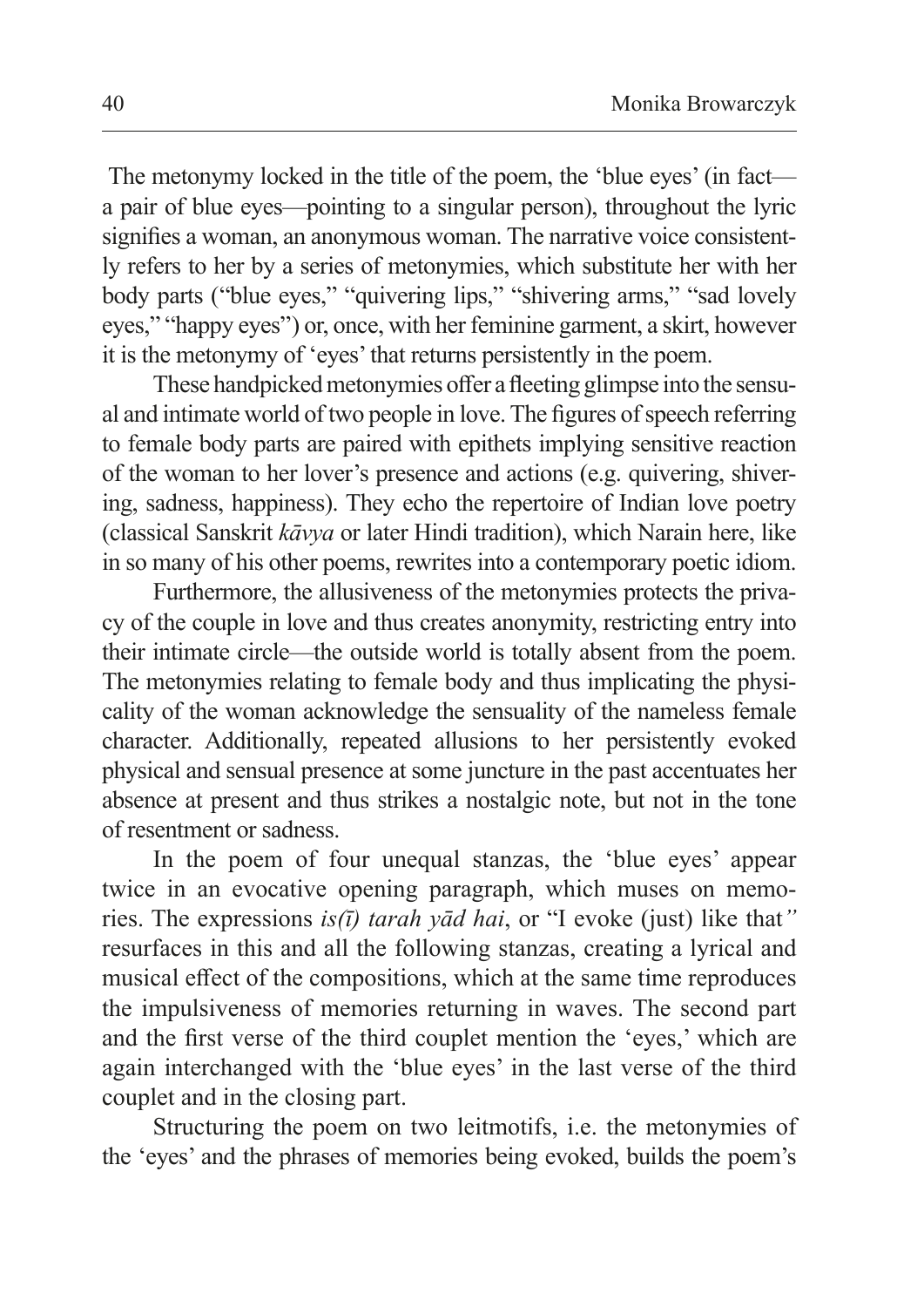The metonymy locked in the title of the poem, the 'blue eyes' (in fact—a pair of blue eyes—pointing to a singular person), throughout the lyric signifies a woman, an anonymous woman. The narrative voice consistently refers to her by a series of metonymies, which substitute her with her body parts ("blue eyes," "quivering lips," "shivering arms," "sad lovely eyes," "happy eyes") or, once, with her feminine garment, a skirt, however it is the metonymy of 'eyes' that returns persistently in the poem.

These handpicked metonymies offer a fleeting glimpse into the sensual and intimate world of two people in love. The figures of speech referring to female body parts are paired with epithets implying sensitive reaction of the woman to her lover's presence and actions (e.g. quivering, shivering, sadness, happiness). They echo the repertoire of Indian love poetry (classical Sanskrit *kāvya* or later Hindi tradition), which Narain here, like in so many of his other poems, rewrites into a contemporary poetic idiom.

Furthermore, the allusiveness of the metonymies protects the privacy of the couple in love and thus creates anonymity, restricting entry into their intimate circle—the outside world is totally absent from the poem. The metonymies relating to female body and thus implicating the physicality of the woman acknowledge the sensuality of the nameless female character. Additionally, repeated allusions to her persistently evoked physical and sensual presence at some juncture in the past accentuates her absence at present and thus strikes a nostalgic note, but not in the tone of resentment or sadness.

In the poem of four unequal stanzas, the 'blue eyes' appear twice in an evocative opening paragraph, which muses on memories. The expressions *is(ī) tarah yād hai*, or "I evoke (just) like that*"* resurfaces in this and all the following stanzas, creating a lyrical and musical effect of the compositions, which at the same time reproduces the impulsiveness of memories returning in waves. The second part and the first verse of the third couplet mention the 'eyes,' which are again interchanged with the 'blue eyes' in the last verse of the third couplet and in the closing part.

Structuring the poem on two leitmotifs, i.e. the metonymies of the 'eyes' and the phrases of memories being evoked, builds the poem's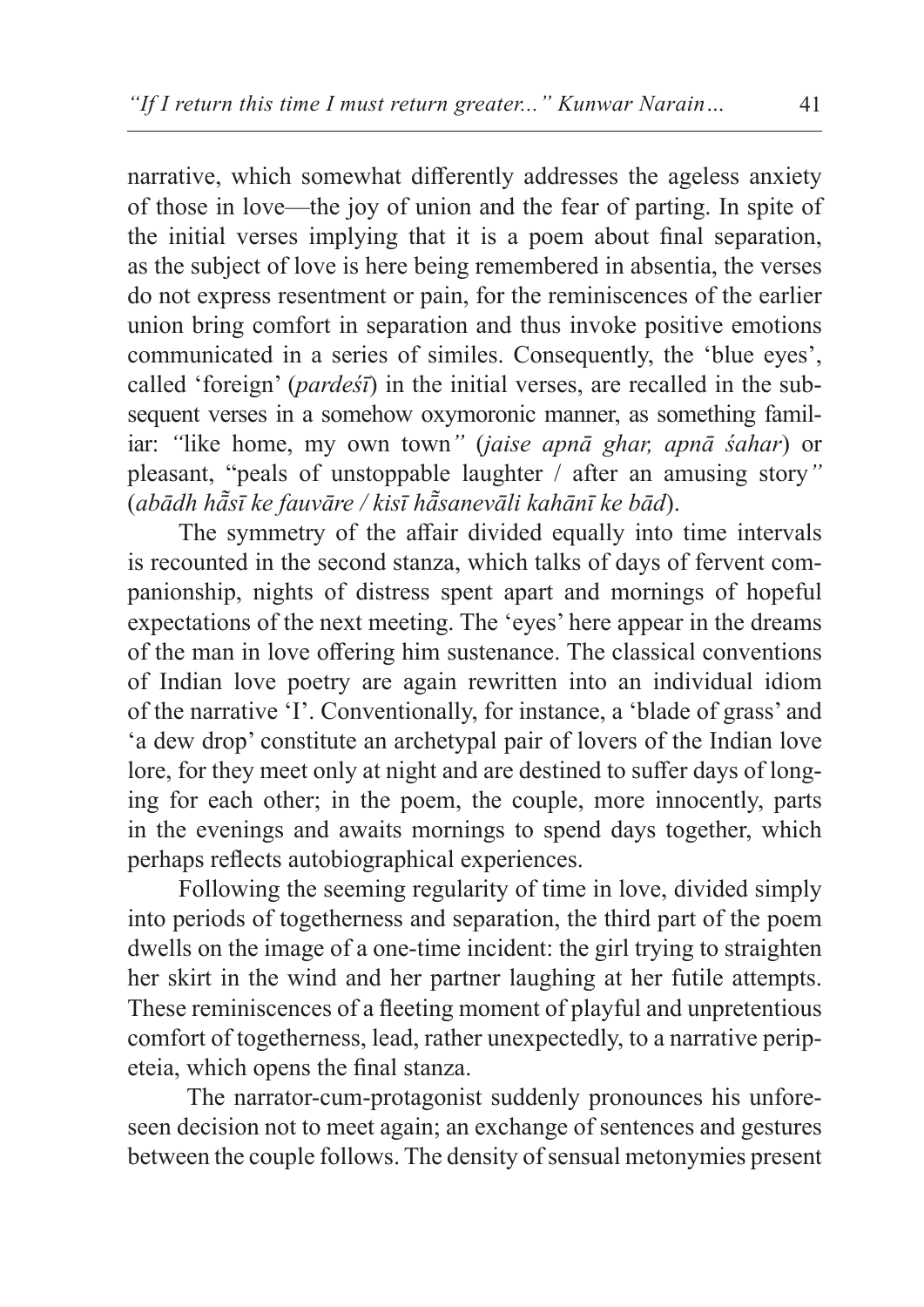narrative, which somewhat differently addresses the ageless anxiety of those in love—the joy of union and the fear of parting. In spite of the initial verses implying that it is a poem about final separation, as the subject of love is here being remembered in absentia, the verses do not express resentment or pain, for the reminiscences of the earlier union bring comfort in separation and thus invoke positive emotions communicated in a series of similes. Consequently, the 'blue eyes', called 'foreign' (*pardeśī*) in the initial verses, are recalled in the subsequent verses in a somehow oxymoronic manner, as something familiar: "like home, my own town" (*jaise apnā ghar, apnā śahar*) or pleasant, "peals of unstoppable laughter / after an amusing story" (*abādh hā̃sī ke fauvāre / kisī hā̃sanevāli kahānī ke bād*).

The symmetry of the affair divided equally into time intervals is recounted in the second stanza, which talks of days of fervent companionship, nights of distress spent apart and mornings of hopeful expectations of the next meeting. The 'eyes' here appear in the dreams of the man in love offering him sustenance. The classical conventions of Indian love poetry are again rewritten into an individual idiom of the narrative 'I'. Conventionally, for instance, a 'blade of grass' and 'a dew drop' constitute an archetypal pair of lovers of the Indian love lore, for they meet only at night and are destined to suffer days of longing for each other; in the poem, the couple, more innocently, parts in the evenings and awaits mornings to spend days together, which perhaps reflects autobiographical experiences.

Following the seeming regularity of time in love, divided simply into periods of togetherness and separation, the third part of the poem dwells on the image of a one-time incident: the girl trying to straighten her skirt in the wind and her partner laughing at her futile attempts. These reminiscences of a fleeting moment of playful and unpretentious comfort of togetherness, lead, rather unexpectedly, to a narrative peripeteia, which opens the final stanza.

The narrator-cum-protagonist suddenly pronounces his unforeseen decision not to meet again; an exchange of sentences and gestures between the couple follows. The density of sensual metonymies present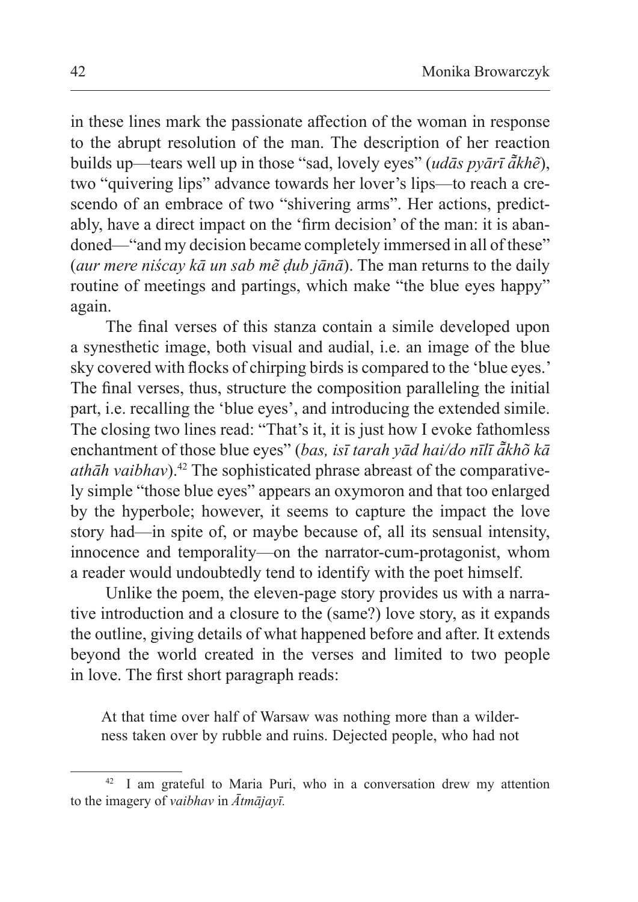in these lines mark the passionate affection of the woman in response to the abrupt resolution of the man. The description of her reaction builds up—tears well up in those "sad, lovely eyes" (*udās pyārī ā̃khẽ*), two "quivering lips" advance towards her lover's lips—to reach a crescendo of an embrace of two "shivering arms". Her actions, predictably, have a direct impact on the 'firm decision' of the man: it is abandoned—"and my decision became completely immersed in all of these" (*aur mere niścay kā un sab mẽ ḍub jānā*). The man returns to the daily routine of meetings and partings, which make "the blue eyes happy" again.

The final verses of this stanza contain a simile developed upon a synesthetic image, both visual and audial, i.e. an image of the blue sky covered with flocks of chirping birds is compared to the 'blue eyes.' The final verses, thus, structure the composition paralleling the initial part, i.e. recalling the 'blue eyes', and introducing the extended simile. The closing two lines read: "That's it, it is just how I evoke fathomless enchantment of those blue eyes" (*bas, isī tarah yād hai/do nīlī ā̃khõ kā athāh vaibhav*).[42] The sophisticated phrase abreast of the comparatively simple "those blue eyes" appears an oxymoron and that too enlarged by the hyperbole; however, it seems to capture the impact the love story had—in spite of, or maybe because of, all its sensual intensity, innocence and temporality—on the narrator-cum-protagonist, whom a reader would undoubtedly tend to identify with the poet himself.

Unlike the poem, the eleven-page story provides us with a narrative introduction and a closure to the (same?) love story, as it expands the outline, giving details of what happened before and after. It extends beyond the world created in the verses and limited to two people in love. The first short paragraph reads:

> At that time over half of Warsaw was nothing more than a wilderness taken over by rubble and ruins. Dejected people, who had not

[42] I am grateful to Maria Puri, who in a conversation drew my attention to the imagery of *vaibhav* in *Ātmājayī.*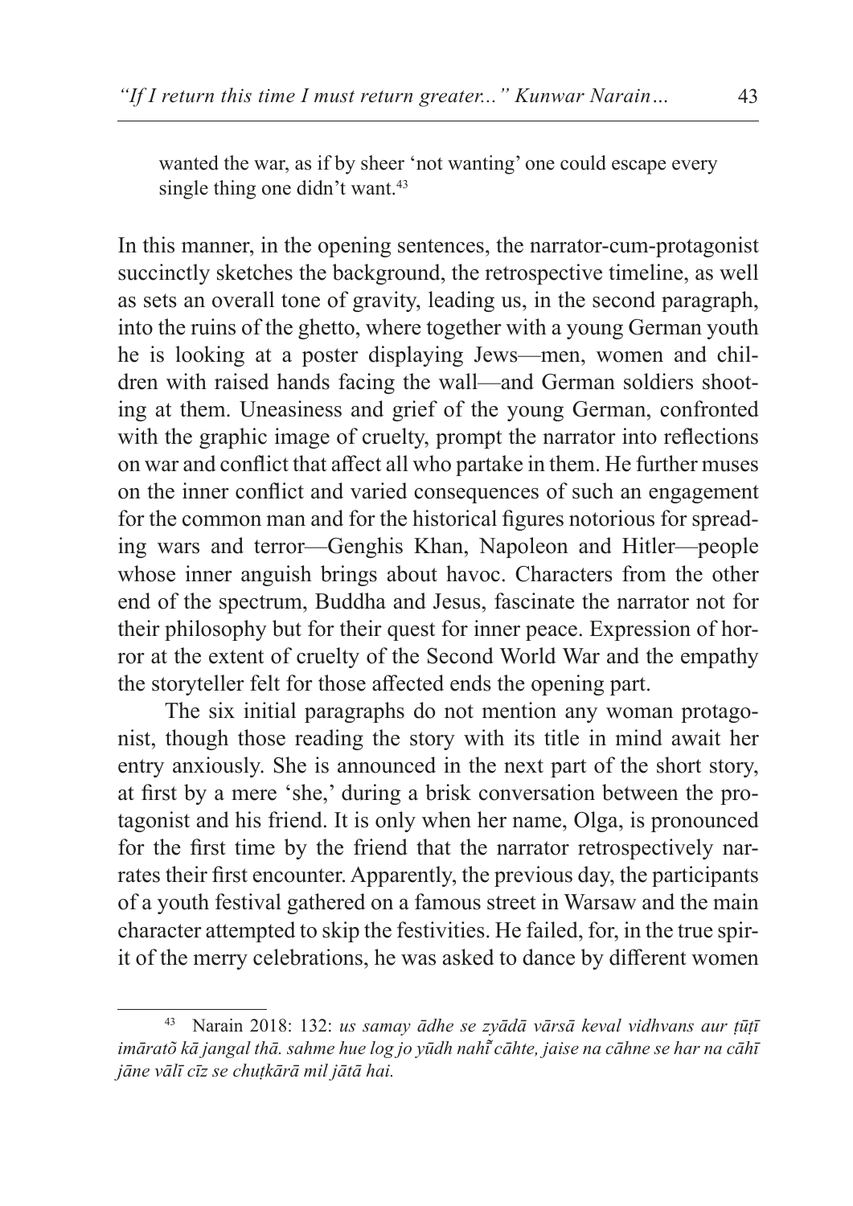> wanted the war, as if by sheer 'not wanting' one could escape every single thing one didn't want.[43]

In this manner, in the opening sentences, the narrator-cum-protagonist succinctly sketches the background, the retrospective timeline, as well as sets an overall tone of gravity, leading us, in the second paragraph, into the ruins of the ghetto, where together with a young German youth he is looking at a poster displaying Jews—men, women and children with raised hands facing the wall—and German soldiers shooting at them. Uneasiness and grief of the young German, confronted with the graphic image of cruelty, prompt the narrator into reflections on war and conflict that affect all who partake in them. He further muses on the inner conflict and varied consequences of such an engagement for the common man and for the historical figures notorious for spreading wars and terror—Genghis Khan, Napoleon and Hitler—people whose inner anguish brings about havoc. Characters from the other end of the spectrum, Buddha and Jesus, fascinate the narrator not for their philosophy but for their quest for inner peace. Expression of horror at the extent of cruelty of the Second World War and the empathy the storyteller felt for those affected ends the opening part.

The six initial paragraphs do not mention any woman protagonist, though those reading the story with its title in mind await her entry anxiously. She is announced in the next part of the short story, at first by a mere 'she,' during a brisk conversation between the protagonist and his friend. It is only when her name, Olga, is pronounced for the first time by the friend that the narrator retrospectively narrates their first encounter. Apparently, the previous day, the participants of a youth festival gathered on a famous street in Warsaw and the main character attempted to skip the festivities. He failed, for, in the true spirit of the merry celebrations, he was asked to dance by different women

---

[43] Narain 2018: 132: *us samay ādhe se zyādā vārsā keval vidhvans aur ṭūṭī imāratõ kā jangal thā. sahme hue log jo yūdh nahī̃ cāhte, jaise na cāhne se har na cāhī jāne vālī cīz se chuṭkārā mil jātā hai.*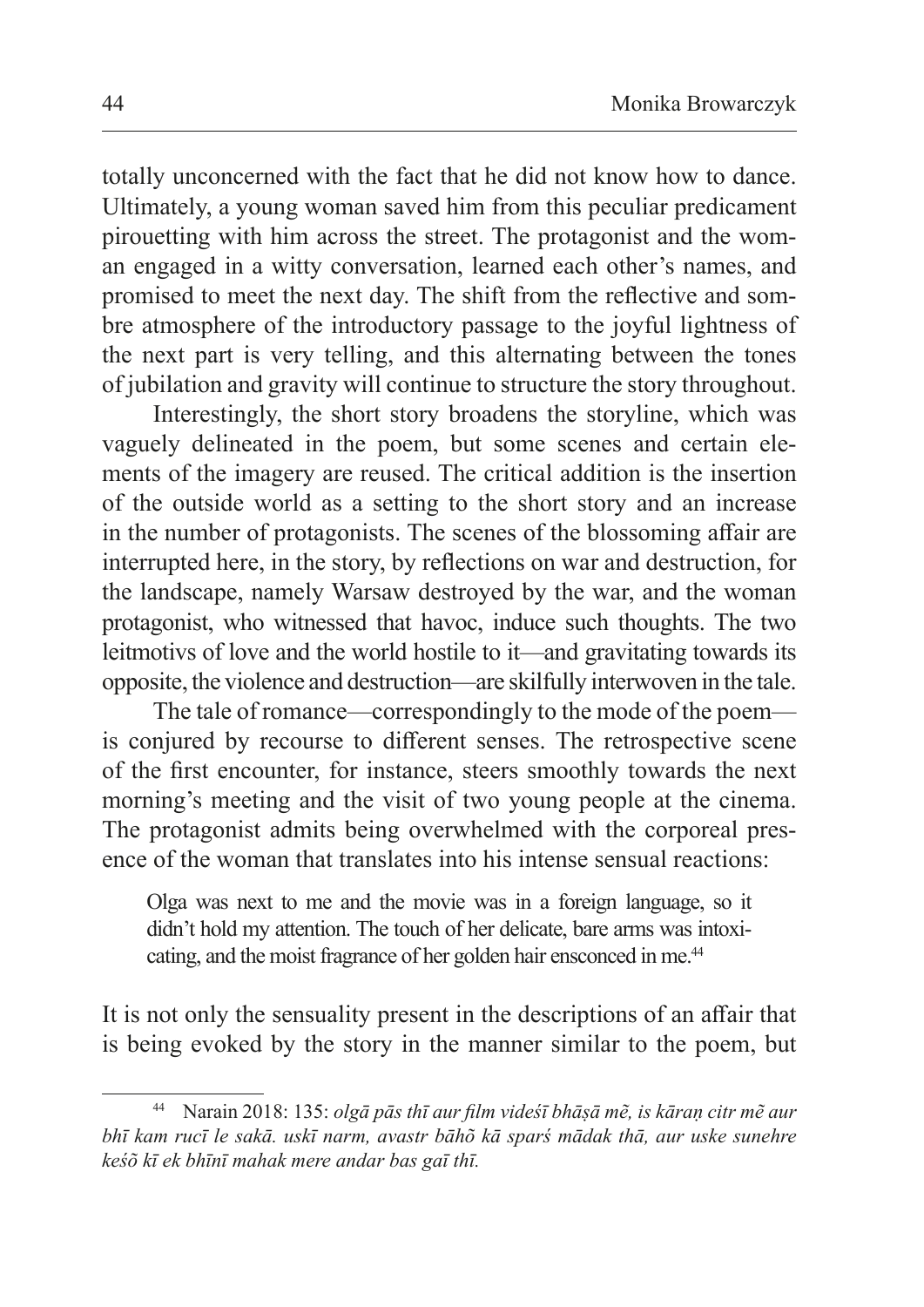totally unconcerned with the fact that he did not know how to dance. Ultimately, a young woman saved him from this peculiar predicament pirouetting with him across the street. The protagonist and the woman engaged in a witty conversation, learned each other's names, and promised to meet the next day. The shift from the reflective and sombre atmosphere of the introductory passage to the joyful lightness of the next part is very telling, and this alternating between the tones of jubilation and gravity will continue to structure the story throughout.

Interestingly, the short story broadens the storyline, which was vaguely delineated in the poem, but some scenes and certain elements of the imagery are reused. The critical addition is the insertion of the outside world as a setting to the short story and an increase in the number of protagonists. The scenes of the blossoming affair are interrupted here, in the story, by reflections on war and destruction, for the landscape, namely Warsaw destroyed by the war, and the woman protagonist, who witnessed that havoc, induce such thoughts. The two leitmotivs of love and the world hostile to it—and gravitating towards its opposite, the violence and destruction—are skilfully interwoven in the tale.

The tale of romance—correspondingly to the mode of the poem—is conjured by recourse to different senses. The retrospective scene of the first encounter, for instance, steers smoothly towards the next morning's meeting and the visit of two young people at the cinema. The protagonist admits being overwhelmed with the corporeal presence of the woman that translates into his intense sensual reactions:

> Olga was next to me and the movie was in a foreign language, so it didn't hold my attention. The touch of her delicate, bare arms was intoxicating, and the moist fragrance of her golden hair ensconced in me.[44]

It is not only the sensuality present in the descriptions of an affair that is being evoked by the story in the manner similar to the poem, but

[44] Narain 2018: 135: *olgā pās thī aur film videśī bhāṣā mẽ, is kāraṇ citr mẽ aur bhī kam rucī le sakā. uskī narm, avastr bāhõ kā sparś mādak thā, aur uske sunehre keśõ kī ek bhīnī mahak mere andar bas gaī thī.*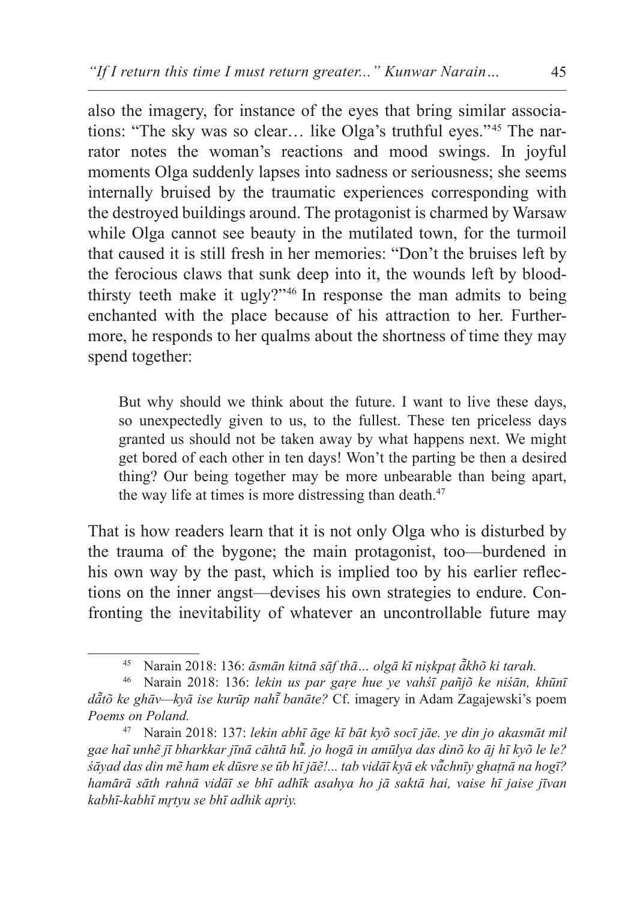also the imagery, for instance of the eyes that bring similar associations: "The sky was so clear… like Olga's truthful eyes."[45] The narrator notes the woman's reactions and mood swings. In joyful moments Olga suddenly lapses into sadness or seriousness; she seems internally bruised by the traumatic experiences corresponding with the destroyed buildings around. The protagonist is charmed by Warsaw while Olga cannot see beauty in the mutilated town, for the turmoil that caused it is still fresh in her memories: "Don't the bruises left by the ferocious claws that sunk deep into it, the wounds left by bloodthirsty teeth make it ugly?"[46] In response the man admits to being enchanted with the place because of his attraction to her. Furthermore, he responds to her qualms about the shortness of time they may spend together:

> But why should we think about the future. I want to live these days, so unexpectedly given to us, to the fullest. These ten priceless days granted us should not be taken away by what happens next. We might get bored of each other in ten days! Won't the parting be then a desired thing? Our being together may be more unbearable than being apart, the way life at times is more distressing than death.[47]

That is how readers learn that it is not only Olga who is disturbed by the trauma of the bygone; the main protagonist, too—burdened in his own way by the past, which is implied too by his earlier reflections on the inner angst—devises his own strategies to endure. Confronting the inevitability of whatever an uncontrollable future may

---

[45] Narain 2018: 136: *āsmān kitnā sāf thā… olgā kī niṣkpaṭ ā̃khõ ki tarah.*

[46] Narain 2018: 136: *lekin us par gaṛe hue ye vahśī pañjõ ke niśān, khūnī dā̃tõ ke ghāv—kyā ise kurūp nahī̃ banāte?* Cf. imagery in Adam Zagajewski's poem *Poems on Poland.*

[47] Narain 2018: 137: *lekin abhī āge kī bāt kyõ socī jāe. ye din jo akasmāt mil gae haĩ unhẽ jī bharkkar jīnā cāhtā hū̃. jo hogā in amūlya das dinõ ko āj hī kyõ le le? śāyad das din mẽ ham ek dūsre se ūb hī jāẽ!... tab vidāī kyā ek vā̃chnīy ghaṭnā na hogī? hamārā sāth rahnā vidāī se bhī adhīk asahya ho jā saktā hai, vaise hī jaise jīvan kabhī-kabhī mṛtyu se bhī adhik apriy.*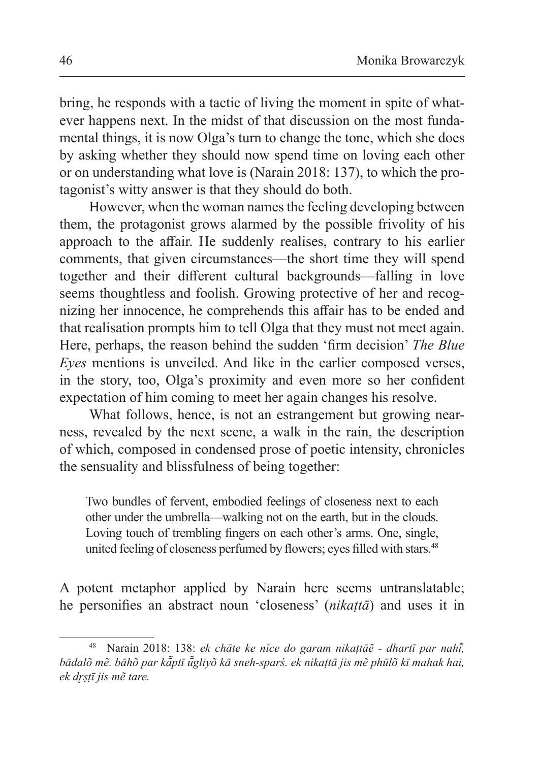bring, he responds with a tactic of living the moment in spite of whatever happens next. In the midst of that discussion on the most fundamental things, it is now Olga's turn to change the tone, which she does by asking whether they should now spend time on loving each other or on understanding what love is (Narain 2018: 137), to which the protagonist's witty answer is that they should do both.

However, when the woman names the feeling developing between them, the protagonist grows alarmed by the possible frivolity of his approach to the affair. He suddenly realises, contrary to his earlier comments, that given circumstances—the short time they will spend together and their different cultural backgrounds—falling in love seems thoughtless and foolish. Growing protective of her and recognizing her innocence, he comprehends this affair has to be ended and that realisation prompts him to tell Olga that they must not meet again. Here, perhaps, the reason behind the sudden 'firm decision' *The Blue Eyes* mentions is unveiled. And like in the earlier composed verses, in the story, too, Olga's proximity and even more so her confident expectation of him coming to meet her again changes his resolve.

What follows, hence, is not an estrangement but growing nearness, revealed by the next scene, a walk in the rain, the description of which, composed in condensed prose of poetic intensity, chronicles the sensuality and blissfulness of being together:

> Two bundles of fervent, embodied feelings of closeness next to each other under the umbrella—walking not on the earth, but in the clouds. Loving touch of trembling fingers on each other's arms. One, single, united feeling of closeness perfumed by flowers; eyes filled with stars.[48]

A potent metaphor applied by Narain here seems untranslatable; he personifies an abstract noun 'closeness' (*nikaṭtā*) and uses it in

---

[48] Narain 2018: 138: *ek chāte ke nīce do garam nikaṭtāẽ - dhartī par nahī̃, bādalõ mẽ. bāhõ par kā̃ptī ū̃gliyõ kā sneh-sparś. ek nikaṭtā jis mẽ phūlõ kī mahak hai, ek dṛṣṭī jis mẽ tare.*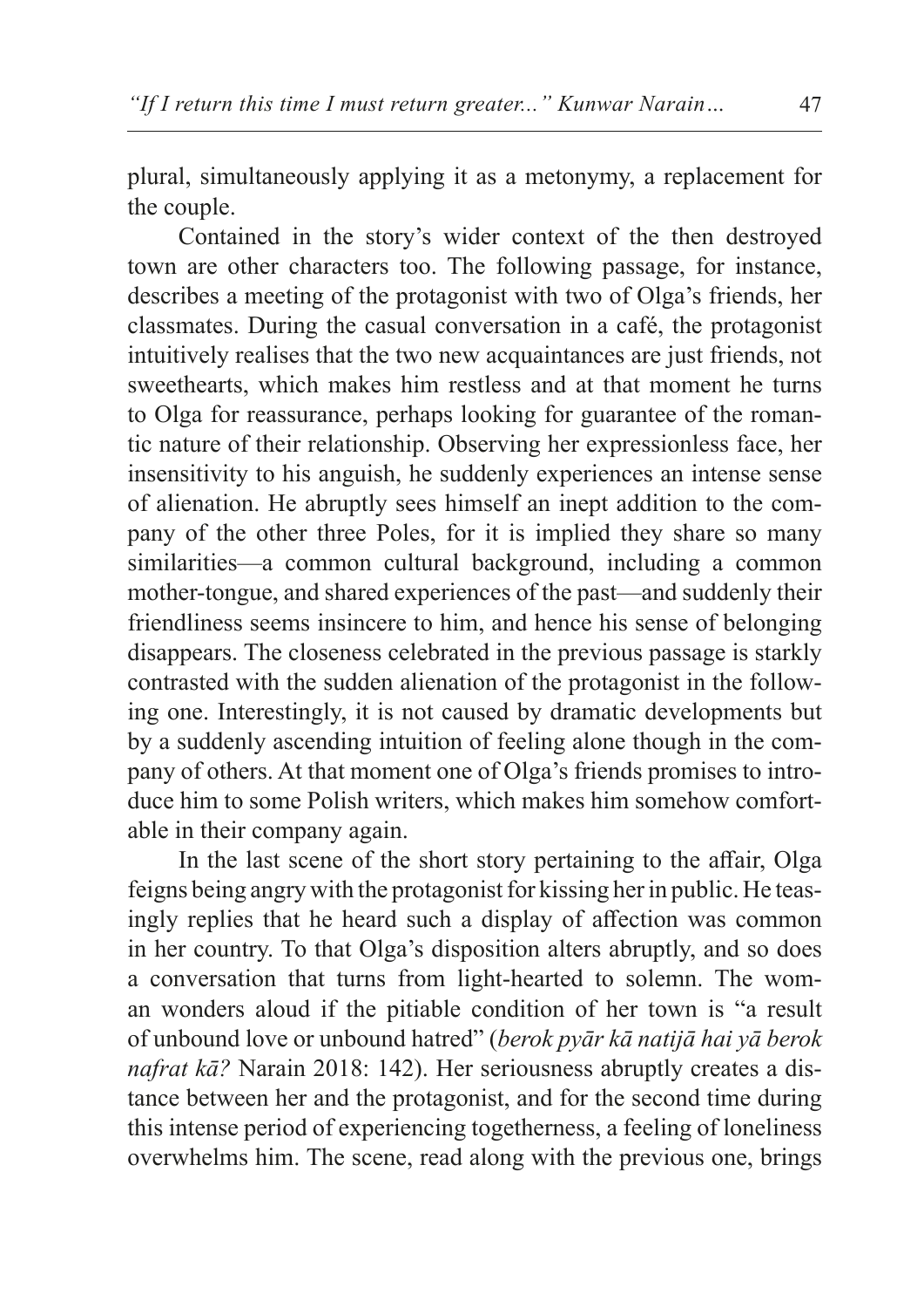plural, simultaneously applying it as a metonymy, a replacement for the couple.

Contained in the story's wider context of the then destroyed town are other characters too. The following passage, for instance, describes a meeting of the protagonist with two of Olga's friends, her classmates. During the casual conversation in a café, the protagonist intuitively realises that the two new acquaintances are just friends, not sweethearts, which makes him restless and at that moment he turns to Olga for reassurance, perhaps looking for guarantee of the romantic nature of their relationship. Observing her expressionless face, her insensitivity to his anguish, he suddenly experiences an intense sense of alienation. He abruptly sees himself an inept addition to the company of the other three Poles, for it is implied they share so many similarities—a common cultural background, including a common mother-tongue, and shared experiences of the past—and suddenly their friendliness seems insincere to him, and hence his sense of belonging disappears. The closeness celebrated in the previous passage is starkly contrasted with the sudden alienation of the protagonist in the following one. Interestingly, it is not caused by dramatic developments but by a suddenly ascending intuition of feeling alone though in the company of others. At that moment one of Olga's friends promises to introduce him to some Polish writers, which makes him somehow comfortable in their company again.

In the last scene of the short story pertaining to the affair, Olga feigns being angry with the protagonist for kissing her in public. He teasingly replies that he heard such a display of affection was common in her country. To that Olga's disposition alters abruptly, and so does a conversation that turns from light-hearted to solemn. The woman wonders aloud if the pitiable condition of her town is "a result of unbound love or unbound hatred" (*berok pyār kā natijā hai yā berok nafrat kā?* Narain 2018: 142). Her seriousness abruptly creates a distance between her and the protagonist, and for the second time during this intense period of experiencing togetherness, a feeling of loneliness overwhelms him. The scene, read along with the previous one, brings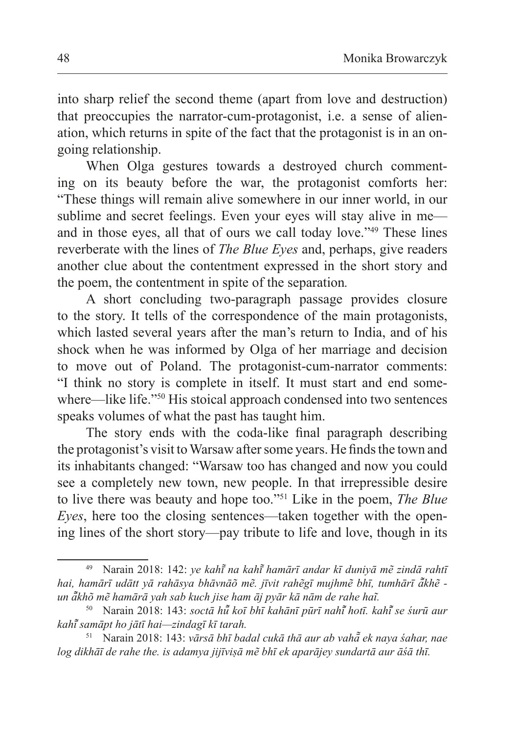into sharp relief the second theme (apart from love and destruction) that preoccupies the narrator-cum-protagonist, i.e. a sense of alienation, which returns in spite of the fact that the protagonist is in an ongoing relationship.

When Olga gestures towards a destroyed church commenting on its beauty before the war, the protagonist comforts her: "These things will remain alive somewhere in our inner world, in our sublime and secret feelings. Even your eyes will stay alive in me—and in those eyes, all that of ours we call today love."[49] These lines reverberate with the lines of *The Blue Eyes* and, perhaps, give readers another clue about the contentment expressed in the short story and the poem, the contentment in spite of the separation.

A short concluding two-paragraph passage provides closure to the story. It tells of the correspondence of the main protagonists, which lasted several years after the man's return to India, and of his shock when he was informed by Olga of her marriage and decision to move out of Poland. The protagonist-cum-narrator comments: "I think no story is complete in itself. It must start and end somewhere—like life."[50] His stoical approach condensed into two sentences speaks volumes of what the past has taught him.

The story ends with the coda-like final paragraph describing the protagonist's visit to Warsaw after some years. He finds the town and its inhabitants changed: "Warsaw too has changed and now you could see a completely new town, new people. In that irrepressible desire to live there was beauty and hope too."[51] Like in the poem, *The Blue Eyes*, here too the closing sentences—taken together with the opening lines of the short story—pay tribute to life and love, though in its

---

[49] Narain 2018: 142: *ye kahī̃ na kahī̃ hamārī andar kī duniyā mẽ zindā rahtī hai, hamārī udātt yā rahāsya bhāvnāõ mẽ. jīvit rahẽgī mujhmẽ bhī, tumhārī ā̃khẽ - un ā̃khõ mẽ hamārā yah sab kuch jise ham āj pyār kā nām de rahe haĩ.*

[50] Narain 2018: 143: *soctā hū̃ koī bhī kahānī pūrī nahī̃ hotī. kahī̃ se śurū aur kahī̃ samāpt ho jātī hai—zindagī kī tarah.*

[51] Narain 2018: 143: *vārsā bhī badal cukā thā aur ab vahā̃ ek naya śahar, nae log dikhāī de rahe the. is adamya jijīviṣā mẽ bhī ek aparājey sundartā aur āśā thī.*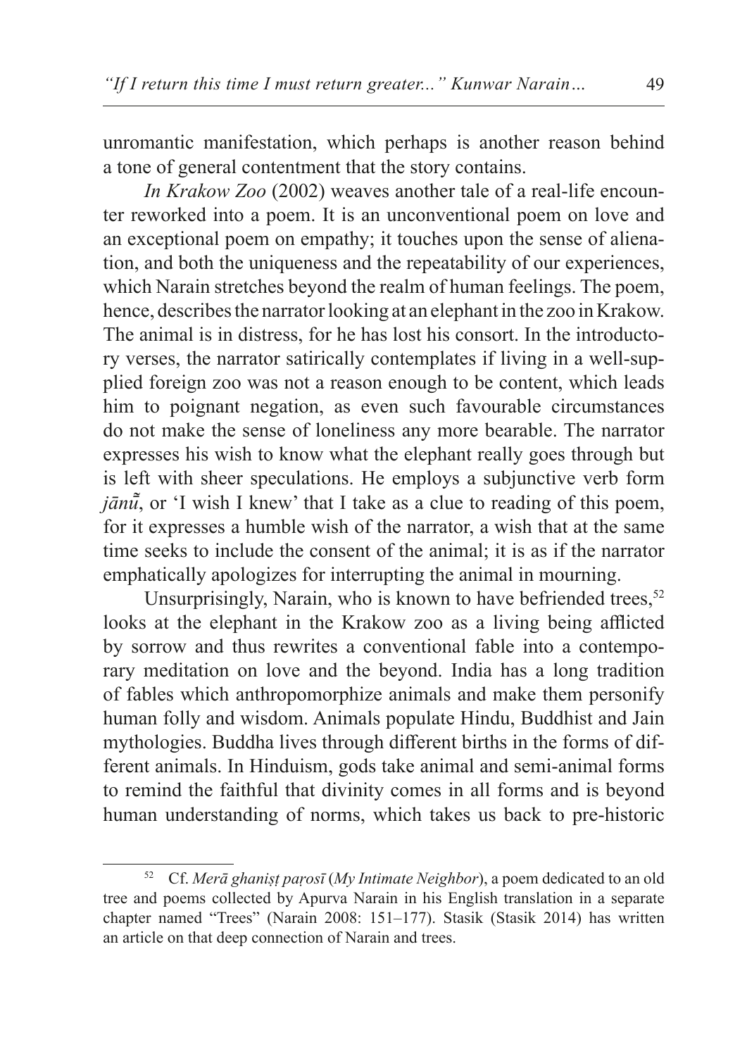unromantic manifestation, which perhaps is another reason behind a tone of general contentment that the story contains.

*In Krakow Zoo* (2002) weaves another tale of a real-life encounter reworked into a poem. It is an unconventional poem on love and an exceptional poem on empathy; it touches upon the sense of alienation, and both the uniqueness and the repeatability of our experiences, which Narain stretches beyond the realm of human feelings. The poem, hence, describes the narrator looking at an elephant in the zoo in Krakow. The animal is in distress, for he has lost his consort. In the introductory verses, the narrator satirically contemplates if living in a well-supplied foreign zoo was not a reason enough to be content, which leads him to poignant negation, as even such favourable circumstances do not make the sense of loneliness any more bearable. The narrator expresses his wish to know what the elephant really goes through but is left with sheer speculations. He employs a subjunctive verb form *jānū̃*, or 'I wish I knew' that I take as a clue to reading of this poem, for it expresses a humble wish of the narrator, a wish that at the same time seeks to include the consent of the animal; it is as if the narrator emphatically apologizes for interrupting the animal in mourning.

Unsurprisingly, Narain, who is known to have befriended trees,[52] looks at the elephant in the Krakow zoo as a living being afflicted by sorrow and thus rewrites a conventional fable into a contemporary meditation on love and the beyond. India has a long tradition of fables which anthropomorphize animals and make them personify human folly and wisdom. Animals populate Hindu, Buddhist and Jain mythologies. Buddha lives through different births in the forms of different animals. In Hinduism, gods take animal and semi-animal forms to remind the faithful that divinity comes in all forms and is beyond human understanding of norms, which takes us back to pre-historic

[52] Cf. *Merā ghaniṣṭ paṛosī* (*My Intimate Neighbor*), a poem dedicated to an old tree and poems collected by Apurva Narain in his English translation in a separate chapter named "Trees" (Narain 2008: 151–177). Stasik (Stasik 2014) has written an article on that deep connection of Narain and trees.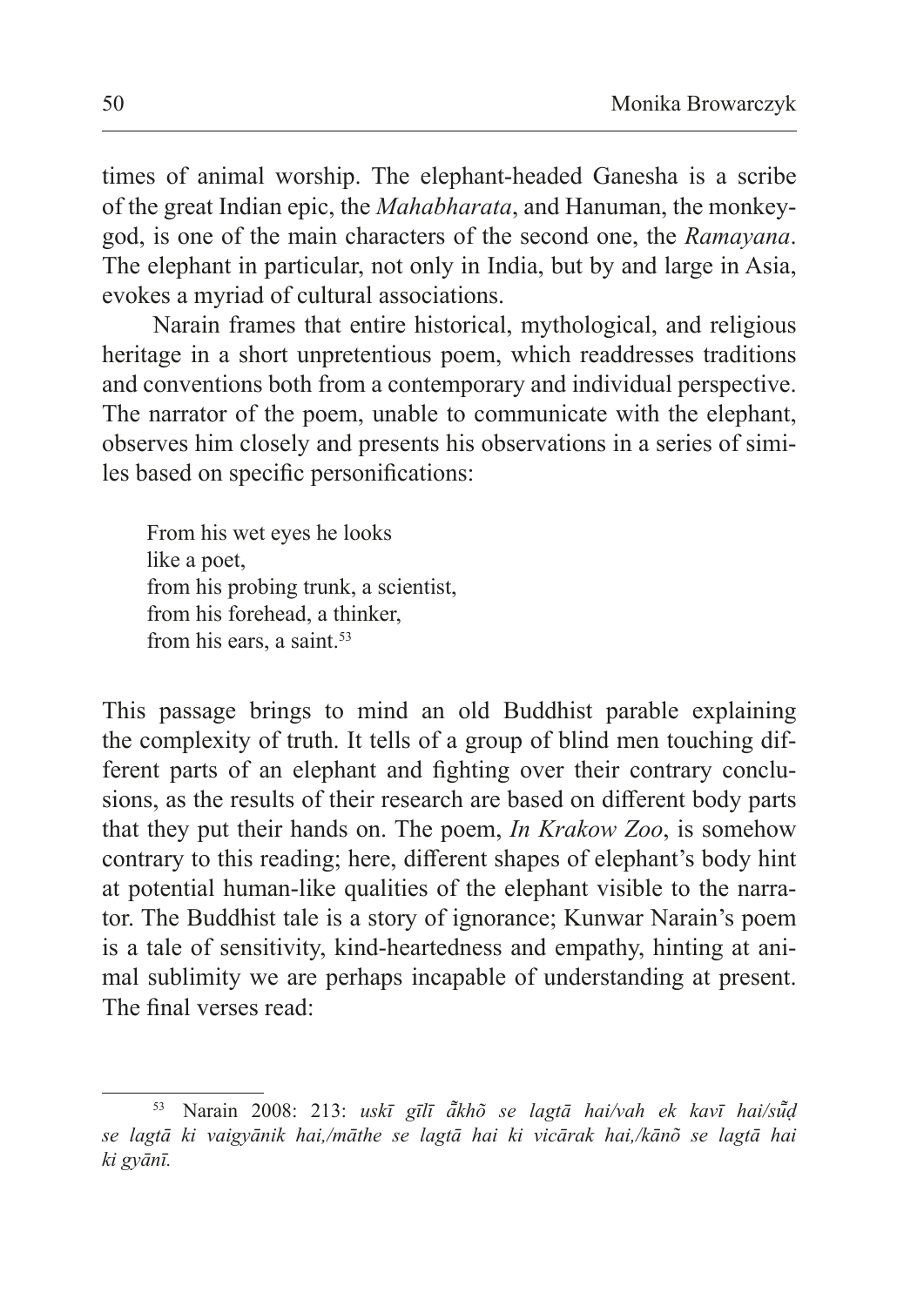times of animal worship. The elephant-headed Ganesha is a scribe of the great Indian epic, the *Mahabharata*, and Hanuman, the monkey-god, is one of the main characters of the second one, the *Ramayana*. The elephant in particular, not only in India, but by and large in Asia, evokes a myriad of cultural associations.

Narain frames that entire historical, mythological, and religious heritage in a short unpretentious poem, which readdresses traditions and conventions both from a contemporary and individual perspective. The narrator of the poem, unable to communicate with the elephant, observes him closely and presents his observations in a series of similes based on specific personifications:

> From his wet eyes he looks
> like a poet,
> from his probing trunk, a scientist,
> from his forehead, a thinker,
> from his ears, a saint.[53]

This passage brings to mind an old Buddhist parable explaining the complexity of truth. It tells of a group of blind men touching different parts of an elephant and fighting over their contrary conclusions, as the results of their research are based on different body parts that they put their hands on. The poem, *In Krakow Zoo*, is somehow contrary to this reading; here, different shapes of elephant's body hint at potential human-like qualities of the elephant visible to the narrator. The Buddhist tale is a story of ignorance; Kunwar Narain's poem is a tale of sensitivity, kind-heartedness and empathy, hinting at animal sublimity we are perhaps incapable of understanding at present. The final verses read:

---

[53] Narain 2008: 213: *uskī gīlī ā̃khõ se lagtā hai/vah ek kavī hai/sū̃ḍ se lagtā ki vaigyānik hai,/māthe se lagtā hai ki vicārak hai,/kānõ se lagtā hai ki gyānī.*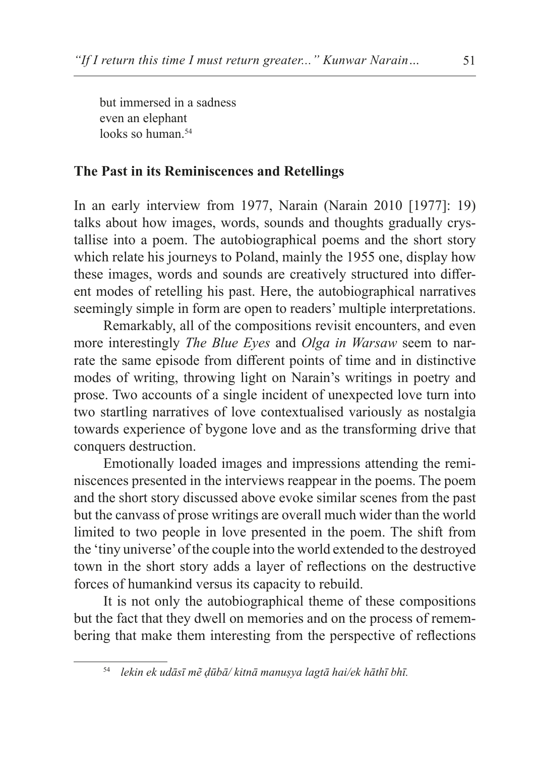but immersed in a sadness
even an elephant
looks so human.[54]

## The Past in its Reminiscences and Retellings

In an early interview from 1977, Narain (Narain 2010 [1977]: 19) talks about how images, words, sounds and thoughts gradually crystallise into a poem. The autobiographical poems and the short story which relate his journeys to Poland, mainly the 1955 one, display how these images, words and sounds are creatively structured into different modes of retelling his past. Here, the autobiographical narratives seemingly simple in form are open to readers' multiple interpretations.

Remarkably, all of the compositions revisit encounters, and even more interestingly *The Blue Eyes* and *Olga in Warsaw* seem to narrate the same episode from different points of time and in distinctive modes of writing, throwing light on Narain's writings in poetry and prose. Two accounts of a single incident of unexpected love turn into two startling narratives of love contextualised variously as nostalgia towards experience of bygone love and as the transforming drive that conquers destruction.

Emotionally loaded images and impressions attending the reminiscences presented in the interviews reappear in the poems. The poem and the short story discussed above evoke similar scenes from the past but the canvass of prose writings are overall much wider than the world limited to two people in love presented in the poem. The shift from the 'tiny universe' of the couple into the world extended to the destroyed town in the short story adds a layer of reflections on the destructive forces of humankind versus its capacity to rebuild.

It is not only the autobiographical theme of these compositions but the fact that they dwell on memories and on the process of remembering that make them interesting from the perspective of reflections

---

[54] *lekin ek udāsī mẽ ḍūbā/ kitnā manuṣya lagtā hai/ek hāthī bhī.*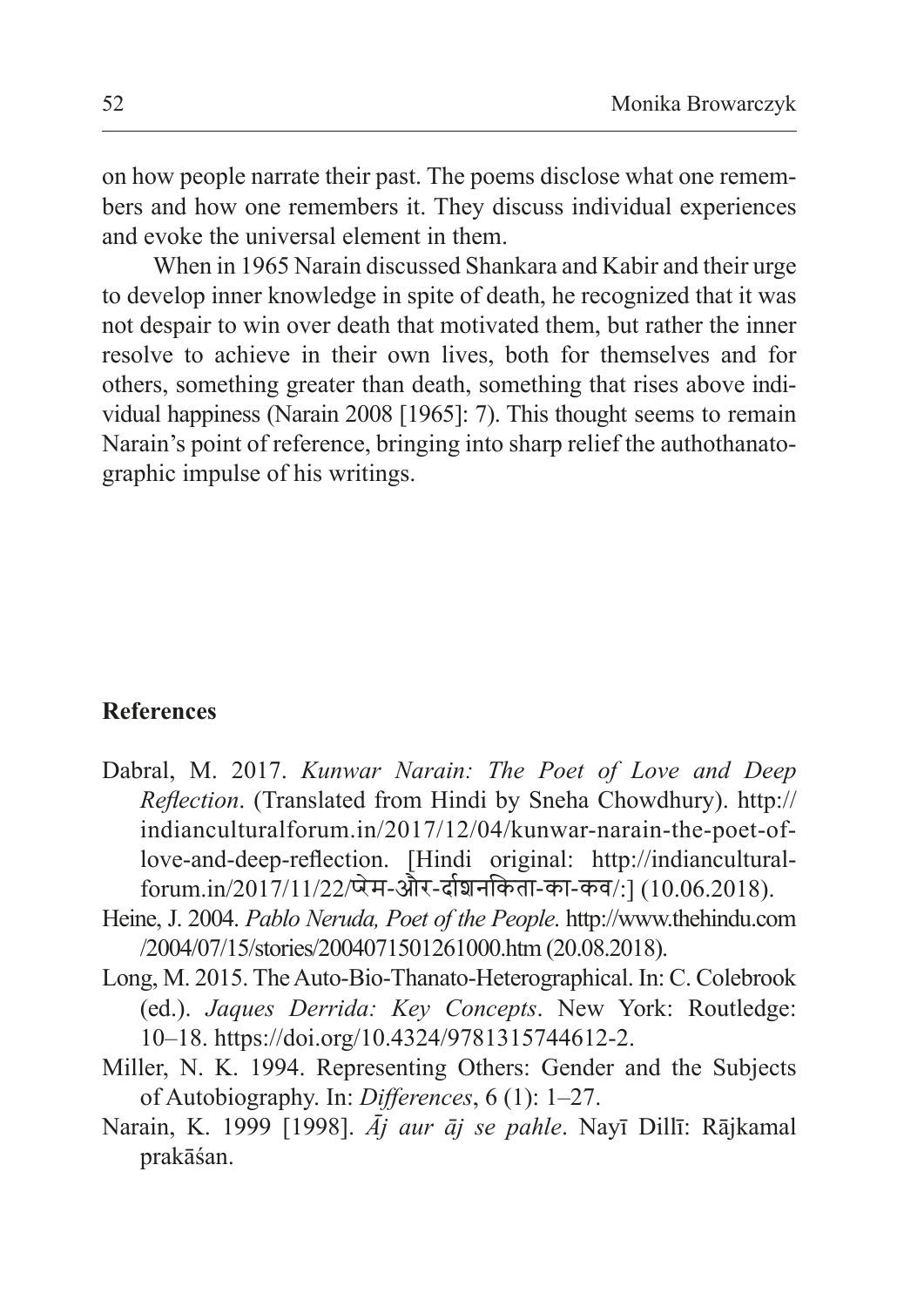on how people narrate their past. The poems disclose what one remembers and how one remembers it. They discuss individual experiences and evoke the universal element in them.

When in 1965 Narain discussed Shankara and Kabir and their urge to develop inner knowledge in spite of death, he recognized that it was not despair to win over death that motivated them, but rather the inner resolve to achieve in their own lives, both for themselves and for others, something greater than death, something that rises above individual happiness (Narain 2008 [1965]: 7). This thought seems to remain Narain's point of reference, bringing into sharp relief the authothanatographic impulse of his writings.

## References

Dabral, M. 2017. *Kunwar Narain: The Poet of Love and Deep Reflection*. (Translated from Hindi by Sneha Chowdhury). http://indianculturalforum.in/2017/12/04/kunwar-narain-the-poet-of-love-and-deep-reflection. [Hindi original: http://indianculturalforum.in/2017/11/22/प्रेम-और-दार्शनिकता-का-कव/:] (10.06.2018).

Heine, J. 2004. *Pablo Neruda, Poet of the People*. http://www.thehindu.com/2004/07/15/stories/2004071501261000.htm (20.08.2018).

Long, M. 2015. The Auto-Bio-Thanato-Heterographical. In: C. Colebrook (ed.). *Jaques Derrida: Key Concepts*. New York: Routledge: 10–18. https://doi.org/10.4324/9781315744612-2.

Miller, N. K. 1994. Representing Others: Gender and the Subjects of Autobiography. In: *Differences*, 6 (1): 1–27.

Narain, K. 1999 [1998]. *Āj aur āj se pahle*. Nayī Dillī: Rājkamal prakāśan.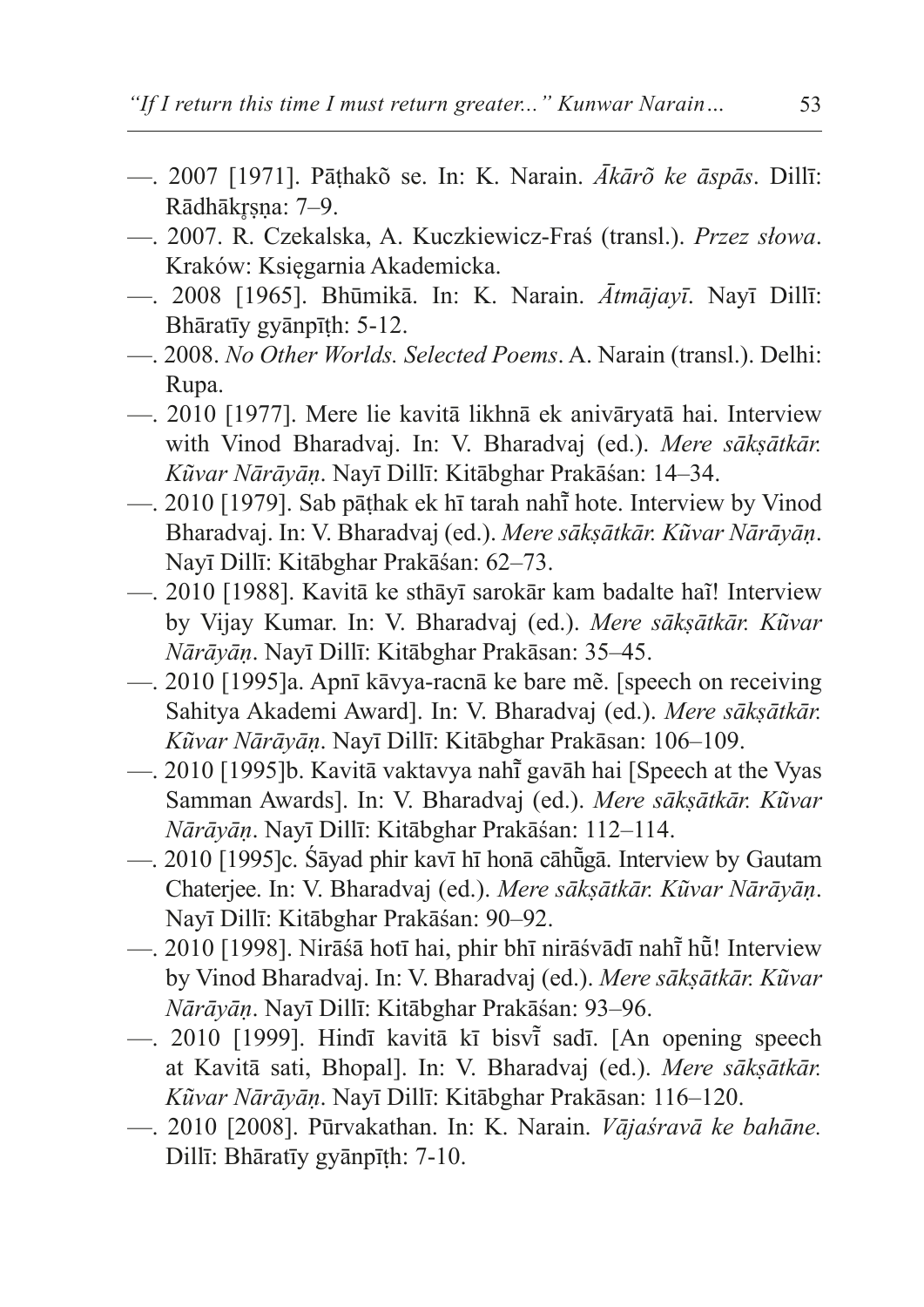—. 2007 [1971]. Pāṭhakõ se. In: K. Narain. *Ākārõ ke āspās*. Dillī: Rādhākr̥ṣṇa: 7–9.

—. 2007. R. Czekalska, A. Kuczkiewicz-Fraś (transl.). *Przez słowa*. Kraków: Księgarnia Akademicka.

—. 2008 [1965]. Bhūmikā. In: K. Narain. *Ātmājayī*. Nayī Dillī: Bhāratīy gyānpīṭh: 5-12.

—. 2008. *No Other Worlds. Selected Poems*. A. Narain (transl.). Delhi: Rupa.

—. 2010 [1977]. Mere lie kavitā likhnā ek anivāryatā hai. Interview with Vinod Bharadvaj. In: V. Bharadvaj (ed.). *Mere sākṣātkār. Kũvar Nārāyāṇ*. Nayī Dillī: Kitābghar Prakāśan: 14–34.

—. 2010 [1979]. Sab pāṭhak ek hī tarah nahĩ hote. Interview by Vinod Bharadvaj. In: V. Bharadvaj (ed.). *Mere sākṣātkār. Kũvar Nārāyāṇ*. Nayī Dillī: Kitābghar Prakāśan: 62–73.

—. 2010 [1988]. Kavitā ke sthāyī sarokār kam badalte haĩ! Interview by Vijay Kumar. In: V. Bharadvaj (ed.). *Mere sākṣātkār. Kũvar Nārāyāṇ*. Nayī Dillī: Kitābghar Prakāsan: 35–45.

—. 2010 [1995]a. Apnī kāvya-racnā ke bare mẽ. [speech on receiving Sahitya Akademi Award]. In: V. Bharadvaj (ed.). *Mere sākṣātkār. Kũvar Nārāyāṇ*. Nayī Dillī: Kitābghar Prakāsan: 106–109.

—. 2010 [1995]b. Kavitā vaktavya nahĩ gavāh hai [Speech at the Vyas Samman Awards]. In: V. Bharadvaj (ed.). *Mere sākṣātkār. Kũvar Nārāyāṇ*. Nayī Dillī: Kitābghar Prakāśan: 112–114.

—. 2010 [1995]c. Śāyad phir kavī hī honā cāhũgā. Interview by Gautam Chaterjee. In: V. Bharadvaj (ed.). *Mere sākṣātkār. Kũvar Nārāyāṇ*. Nayī Dillī: Kitābghar Prakāśan: 90–92.

—. 2010 [1998]. Nirāśā hotī hai, phir bhī nirāśvādī nahĩ hũ! Interview by Vinod Bharadvaj. In: V. Bharadvaj (ed.). *Mere sākṣātkār. Kũvar Nārāyāṇ*. Nayī Dillī: Kitābghar Prakāśan: 93–96.

—. 2010 [1999]. Hindī kavitā kī bisvĩ sadī. [An opening speech at Kavitā sati, Bhopal]. In: V. Bharadvaj (ed.). *Mere sākṣātkār. Kũvar Nārāyāṇ*. Nayī Dillī: Kitābghar Prakāsan: 116–120.

—. 2010 [2008]. Pūrvakathan. In: K. Narain. *Vājaśravā ke bahāne.* Dillī: Bhāratīy gyānpīṭh: 7-10.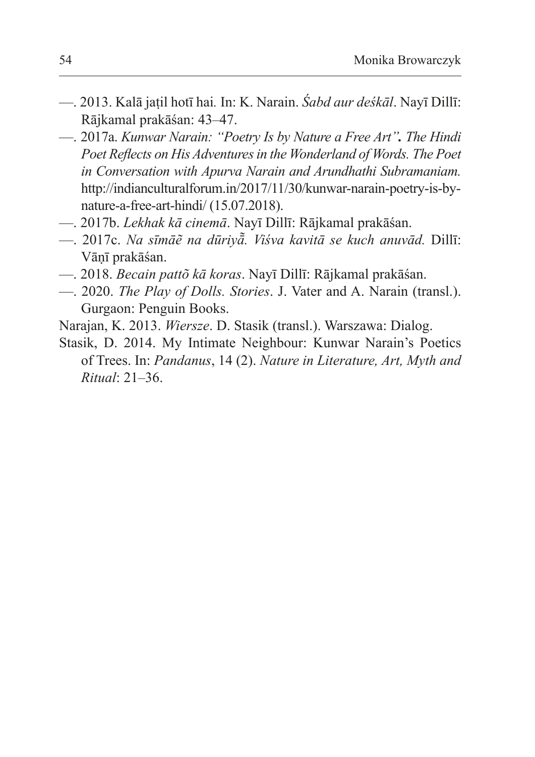—. 2013. Kalā jaṭil hotī hai. In: K. Narain. *Śabd aur deśkāl*. Nayī Dillī: Rājkamal prakāśan: 43–47.

—. 2017a. *Kunwar Narain: "Poetry Is by Nature a Free Art"***.** *The Hindi Poet Reflects on His Adventures in the Wonderland of Words. The Poet in Conversation with Apurva Narain and Arundhathi Subramaniam.* http://indianculturalforum.in/2017/11/30/kunwar-narain-poetry-is-by-nature-a-free-art-hindi/ (15.07.2018).

—. 2017b. *Lekhak kā cinemā*. Nayī Dillī: Rājkamal prakāśan.

—. 2017c. *Na sīmāẽ na dūriyā̃. Viśva kavitā se kuch anuvād.* Dillī: Vāṇī prakāśan.

—. 2018. *Becain pattõ kā koras*. Nayī Dillī: Rājkamal prakāśan.

—. 2020. *The Play of Dolls. Stories*. J. Vater and A. Narain (transl.). Gurgaon: Penguin Books.

Narajan, K. 2013. *Wiersze*. D. Stasik (transl.). Warszawa: Dialog.

Stasik, D. 2014. My Intimate Neighbour: Kunwar Narain's Poetics of Trees. In: *Pandanus*, 14 (2). *Nature in Literature, Art, Myth and Ritual*: 21–36.